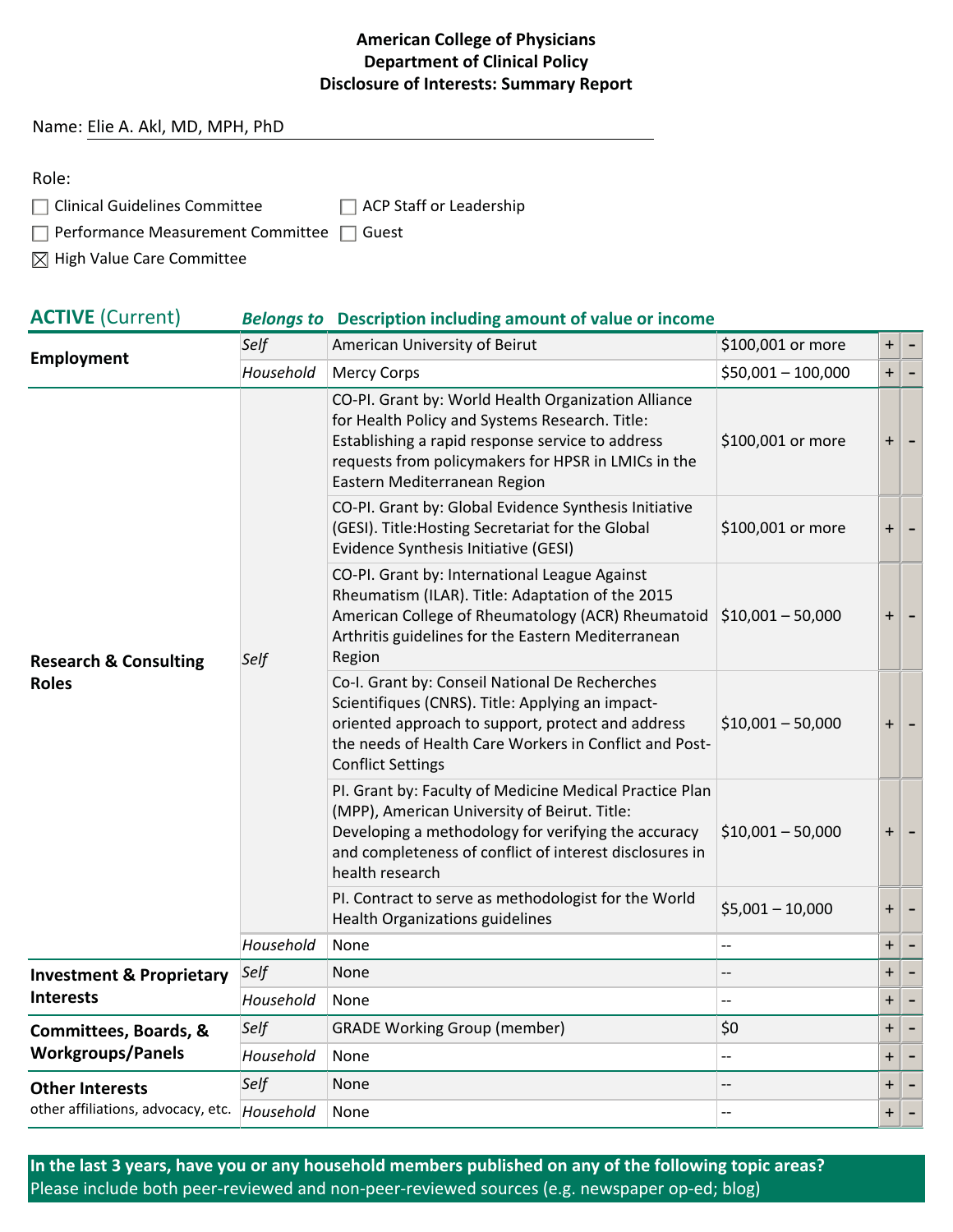**American College of Physicians**
**Department of Clinical Policy**
**Disclosure of Interests: Summary Report**

Name: Elie A. Akl, MD, MPH, PhD

Role:

- ☐ Clinical Guidelines Committee
- ☐ ACP Staff or Leadership
- ☐ Performance Measurement Committee
- ☐ Guest
- ☒ High Value Care Committee

## ACTIVE (Current)

| | *Belongs to* | Description including amount of value or income | | | |
|---|---|---|---|---|---|
| **Employment** | *Self* | American University of Beirut | $100,001 or more | + | - |
| | *Household* | Mercy Corps | $50,001 – 100,000 | + | - |
| **Research & Consulting Roles** | *Self* | CO-PI. Grant by: World Health Organization Alliance for Health Policy and Systems Research. Title: Establishing a rapid response service to address requests from policymakers for HPSR in LMICs in the Eastern Mediterranean Region | $100,001 or more | + | - |
| | | CO-PI. Grant by: Global Evidence Synthesis Initiative (GESI). Title:Hosting Secretariat for the Global Evidence Synthesis Initiative (GESI) | $100,001 or more | + | - |
| | | CO-PI. Grant by: International League Against Rheumatism (ILAR). Title: Adaptation of the 2015 American College of Rheumatology (ACR) Rheumatoid Arthritis guidelines for the Eastern Mediterranean Region | $10,001 – 50,000 | + | - |
| | | Co-I. Grant by: Conseil National De Recherches Scientifiques (CNRS). Title: Applying an impact-oriented approach to support, protect and address the needs of Health Care Workers in Conflict and Post-Conflict Settings | $10,001 – 50,000 | + | - |
| | | PI. Grant by: Faculty of Medicine Medical Practice Plan (MPP), American University of Beirut. Title: Developing a methodology for verifying the accuracy and completeness of conflict of interest disclosures in health research | $10,001 – 50,000 | + | - |
| | | PI. Contract to serve as methodologist for the World Health Organizations guidelines | $5,001 – 10,000 | + | - |
| | *Household* | None | -- | + | - |
| **Investment & Proprietary Interests** | *Self* | None | -- | + | - |
| | *Household* | None | -- | + | - |
| **Committees, Boards, & Workgroups/Panels** | *Self* | GRADE Working Group (member) | $0 | + | - |
| | *Household* | None | -- | + | - |
| **Other Interests** other affiliations, advocacy, etc. | *Self* | None | -- | + | - |
| | *Household* | None | -- | + | - |

**In the last 3 years, have you or any household members published on any of the following topic areas?**
Please include both peer-reviewed and non-peer-reviewed sources (e.g. newspaper op-ed; blog)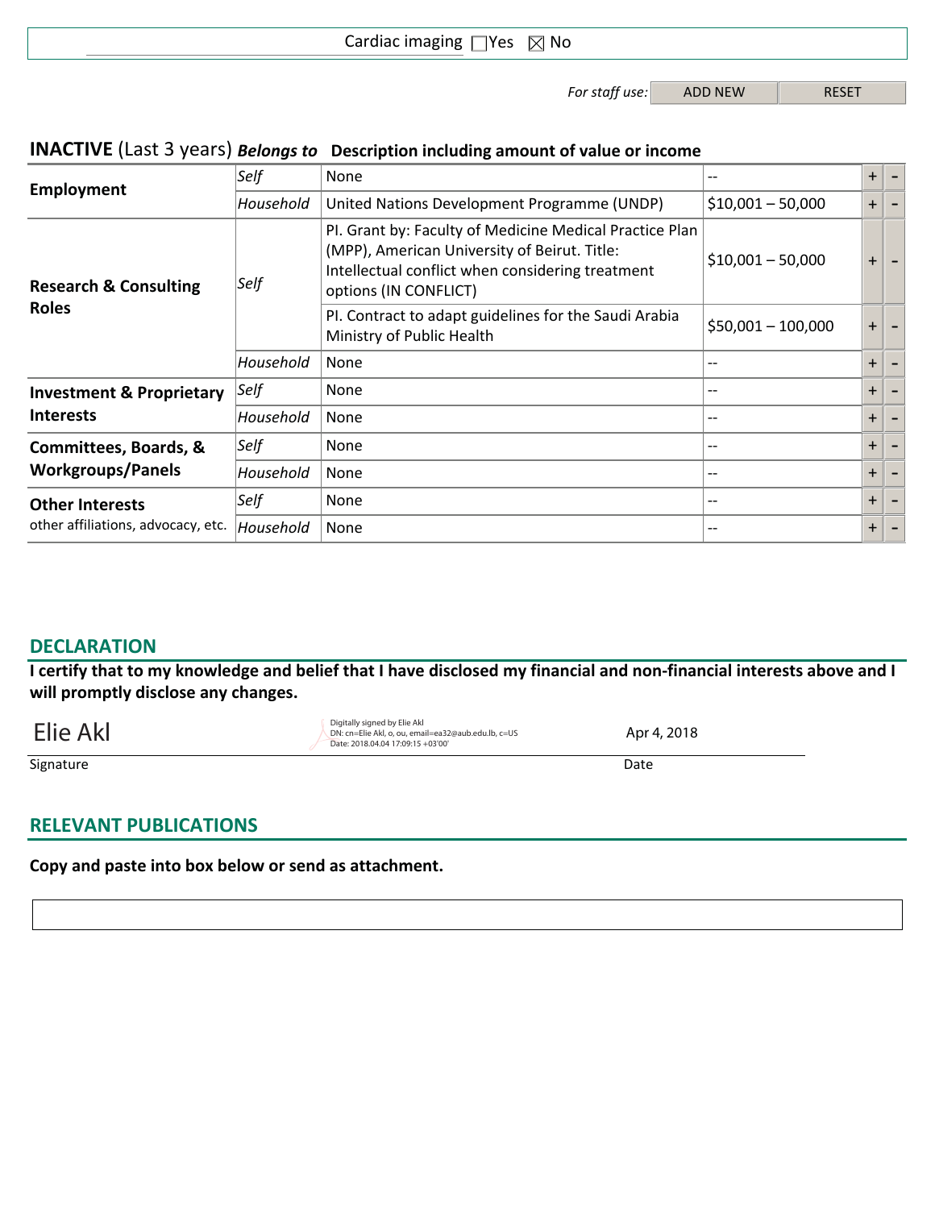Cardiac imaging ☐Yes ☒ No

*For staff use:* ADD NEW RESET

**INACTIVE** (Last 3 years) ***Belongs to*** **Description including amount of value or income**

| | | | | |
|---|---|---|---|---|
| **Employment** | *Self* | None | -- | + - |
| | *Household* | United Nations Development Programme (UNDP) | $10,001 – 50,000 | + - |
| **Research & Consulting Roles** | *Self* | PI. Grant by: Faculty of Medicine Medical Practice Plan (MPP), American University of Beirut. Title: Intellectual conflict when considering treatment options (IN CONFLICT) | $10,001 – 50,000 | + - |
| | | PI. Contract to adapt guidelines for the Saudi Arabia Ministry of Public Health | $50,001 – 100,000 | + - |
| | *Household* | None | -- | + - |
| **Investment & Proprietary Interests** | *Self* | None | -- | + - |
| | *Household* | None | -- | + - |
| **Committees, Boards, & Workgroups/Panels** | *Self* | None | -- | + - |
| | *Household* | None | -- | + - |
| **Other Interests** other affiliations, advocacy, etc. | *Self* | None | -- | + - |
| | *Household* | None | -- | + - |

## DECLARATION

**I certify that to my knowledge and belief that I have disclosed my financial and non-financial interests above and I will promptly disclose any changes.**

Elie Akl — Digitally signed by Elie Akl DN: cn=Elie Akl, o, ou, email=ea32@aub.edu.lb, c=US Date: 2018.04.04 17:09:15 +03'00' — Apr 4, 2018

Signature Date

## RELEVANT PUBLICATIONS

**Copy and paste into box below or send as attachment.**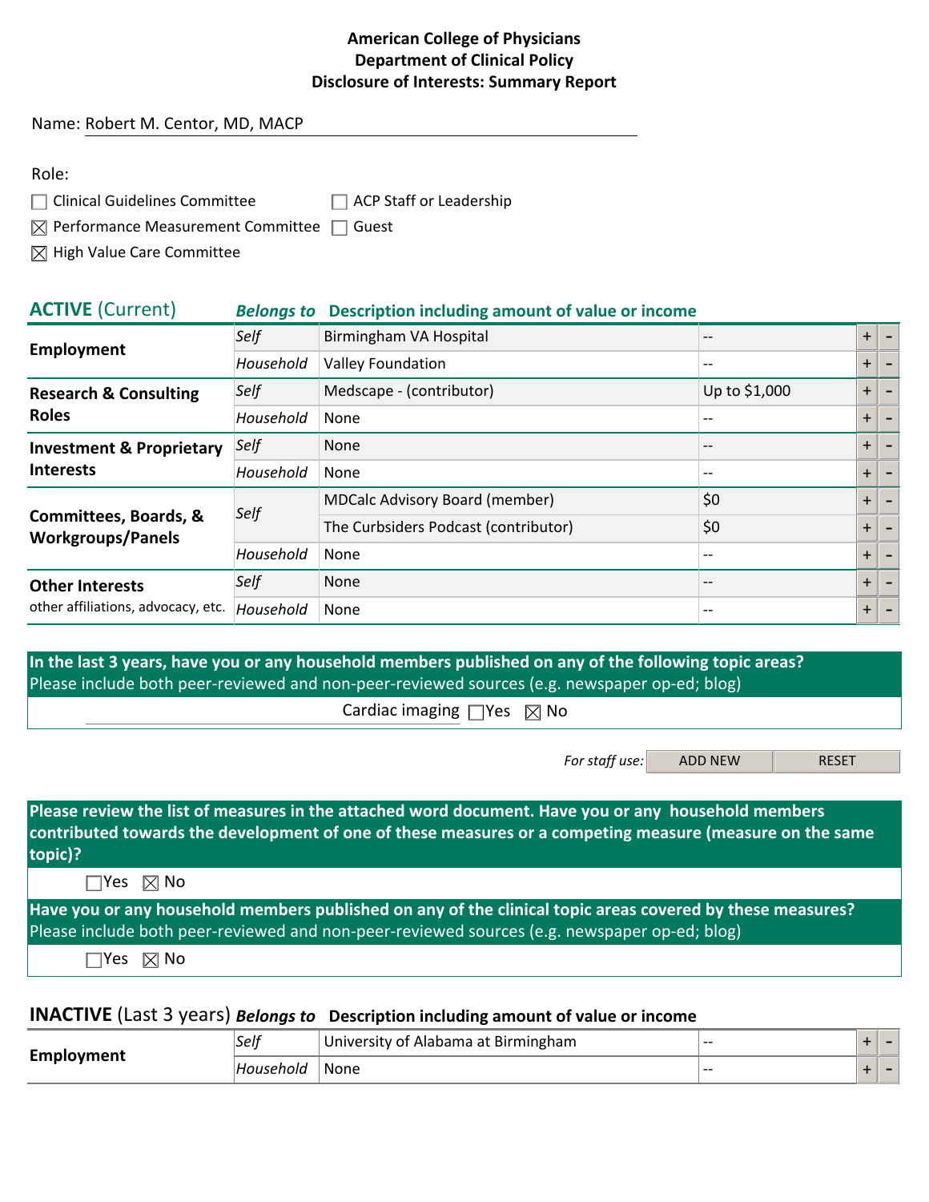**American College of Physicians**
**Department of Clinical Policy**
**Disclosure of Interests: Summary Report**

Name: Robert M. Centor, MD, MACP

Role:

- ☐ Clinical Guidelines Committee
- ☐ ACP Staff or Leadership
- ☒ Performance Measurement Committee
- ☐ Guest
- ☒ High Value Care Committee

## ACTIVE (Current)

| | *Belongs to* | Description including amount of value or income | |
|---|---|---|---|
| **Employment** | *Self* | Birmingham VA Hospital | -- |
| | *Household* | Valley Foundation | -- |
| **Research & Consulting Roles** | *Self* | Medscape - (contributor) | Up to $1,000 |
| | *Household* | None | -- |
| **Investment & Proprietary Interests** | *Self* | None | -- |
| | *Household* | None | -- |
| **Committees, Boards, & Workgroups/Panels** | *Self* | MDCalc Advisory Board (member) | $0 |
| | | The Curbsiders Podcast (contributor) | $0 |
| | *Household* | None | -- |
| **Other Interests** other affiliations, advocacy, etc. | *Self* | None | -- |
| | *Household* | None | -- |

**In the last 3 years, have you or any household members published on any of the following topic areas?**
Please include both peer-reviewed and non-peer-reviewed sources (e.g. newspaper op-ed; blog)

Cardiac imaging ☐ Yes ☒ No

*For staff use:* ADD NEW RESET

**Please review the list of measures in the attached word document. Have you or any household members contributed towards the development of one of these measures or a competing measure (measure on the same topic)?**

☐ Yes ☒ No

**Have you or any household members published on any of the clinical topic areas covered by these measures?**
Please include both peer-reviewed and non-peer-reviewed sources (e.g. newspaper op-ed; blog)

☐ Yes ☒ No

## INACTIVE (Last 3 years)

| | *Belongs to* | Description including amount of value or income | |
|---|---|---|---|
| **Employment** | *Self* | University of Alabama at Birmingham | -- |
| | *Household* | None | -- |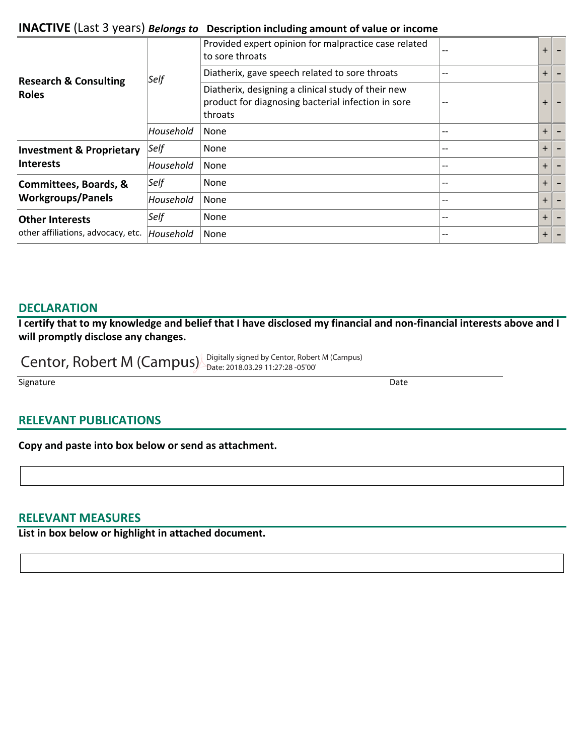| **INACTIVE** (Last 3 years) | ***Belongs to*** | **Description including amount of value or income** | | |
|---|---|---|---|---|
| **Research & Consulting Roles** | *Self* | Provided expert opinion for malpractice case related to sore throats | -- | + - |
| | | Diatherix, gave speech related to sore throats | -- | + - |
| | | Diatherix, designing a clinical study of their new product for diagnosing bacterial infection in sore throats | -- | + - |
| | *Household* | None | -- | + - |
| **Investment & Proprietary Interests** | *Self* | None | -- | + - |
| | *Household* | None | -- | + - |
| **Committees, Boards, & Workgroups/Panels** | *Self* | None | -- | + - |
| | *Household* | None | -- | + - |
| **Other Interests** other affiliations, advocacy, etc. | *Self* | None | -- | + - |
| | *Household* | None | -- | + - |

## DECLARATION

**I certify that to my knowledge and belief that I have disclosed my financial and non-financial interests above and I will promptly disclose any changes.**

Centor, Robert M (Campus) Digitally signed by Centor, Robert M (Campus) Date: 2018.03.29 11:27:28 -05'00'

Signature Date

## RELEVANT PUBLICATIONS

**Copy and paste into box below or send as attachment.**

## RELEVANT MEASURES

**List in box below or highlight in attached document.**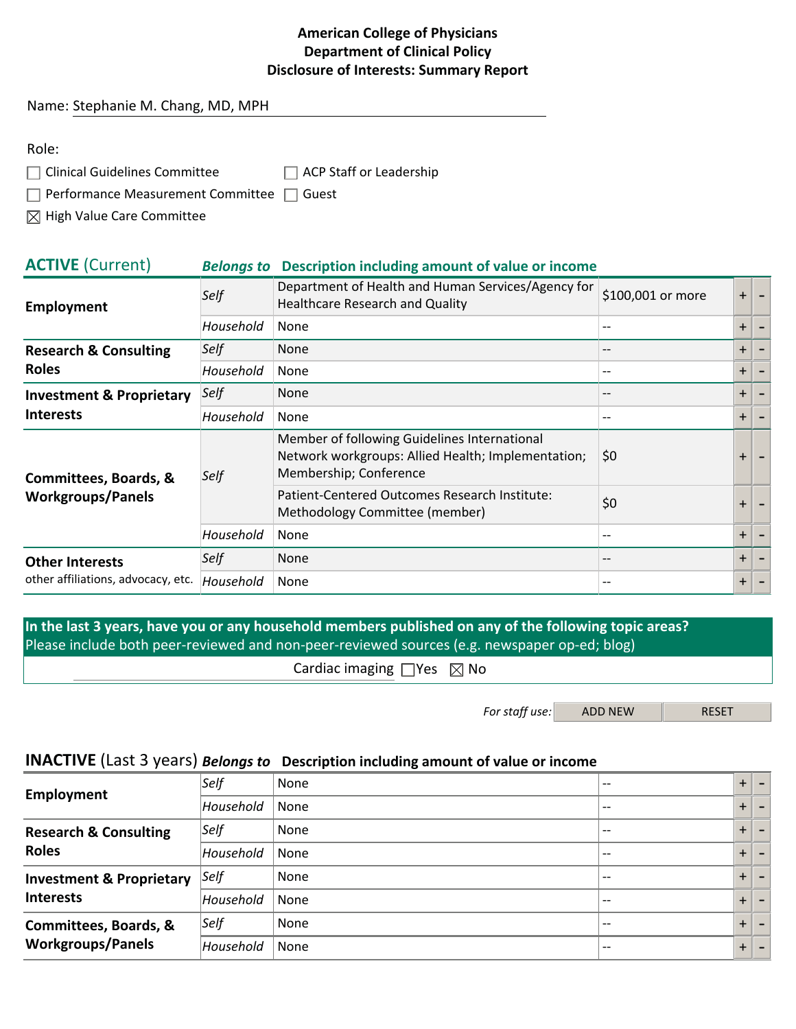**American College of Physicians**
**Department of Clinical Policy**
**Disclosure of Interests: Summary Report**

Name: Stephanie M. Chang, MD, MPH

Role:

- ☐ Clinical Guidelines Committee
- ☐ ACP Staff or Leadership
- ☐ Performance Measurement Committee
- ☐ Guest
- ☒ High Value Care Committee

## ACTIVE (Current)

| | *Belongs to* | Description including amount of value or income | | |
|---|---|---|---|---|
| **Employment** | *Self* | Department of Health and Human Services/Agency for Healthcare Research and Quality | $100,001 or more | + - |
| | *Household* | None | -- | + - |
| **Research & Consulting Roles** | *Self* | None | -- | + - |
| | *Household* | None | -- | + - |
| **Investment & Proprietary Interests** | *Self* | None | -- | + - |
| | *Household* | None | -- | + - |
| **Committees, Boards, & Workgroups/Panels** | *Self* | Member of following Guidelines International Network workgroups: Allied Health; Implementation; Membership; Conference | $0 | + - |
| | | Patient-Centered Outcomes Research Institute: Methodology Committee (member) | $0 | + - |
| | *Household* | None | -- | + - |
| **Other Interests** other affiliations, advocacy, etc. | *Self* | None | -- | + - |
| | *Household* | None | -- | + - |

**In the last 3 years, have you or any household members published on any of the following topic areas?**
Please include both peer-reviewed and non-peer-reviewed sources (e.g. newspaper op-ed; blog)

Cardiac imaging ☐Yes ☒ No

*For staff use:* ADD NEW RESET

## INACTIVE (Last 3 years)

| | *Belongs to* | Description including amount of value or income | | |
|---|---|---|---|---|
| **Employment** | *Self* | None | -- | + - |
| | *Household* | None | -- | + - |
| **Research & Consulting Roles** | *Self* | None | -- | + - |
| | *Household* | None | -- | + - |
| **Investment & Proprietary Interests** | *Self* | None | -- | + - |
| | *Household* | None | -- | + - |
| **Committees, Boards, & Workgroups/Panels** | *Self* | None | -- | + - |
| | *Household* | None | -- | + - |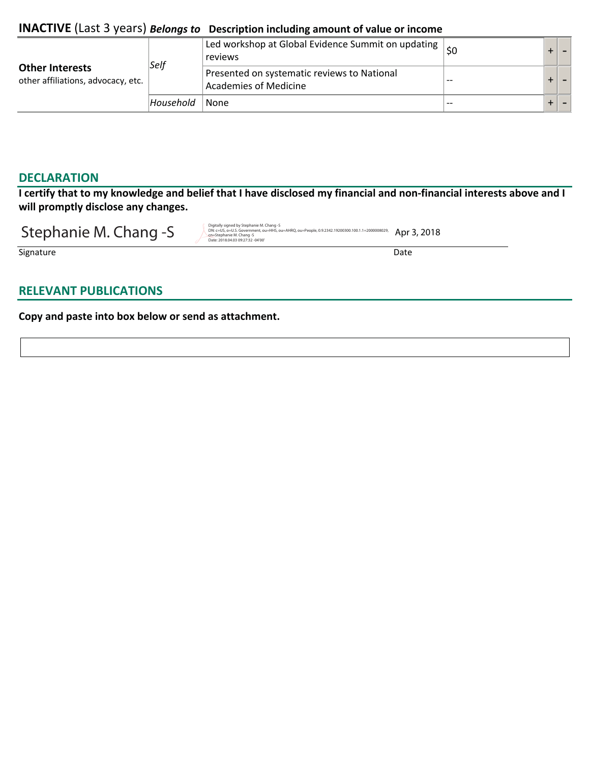## INACTIVE (Last 3 years) ***Belongs to*** **Description including amount of value or income**

| | | | | |
|---|---|---|---|---|
| **Other Interests** other affiliations, advocacy, etc. | *Self* | Led workshop at Global Evidence Summit on updating reviews | $0 | + - |
| | | Presented on systematic reviews to National Academies of Medicine | -- | + - |
| | *Household* | None | -- | + - |

## DECLARATION

**I certify that to my knowledge and belief that I have disclosed my financial and non-financial interests above and I will promptly disclose any changes.**

Stephanie M. Chang -S

Digitally signed by Stephanie M. Chang -S
DN: c=US, o=U.S. Government, ou=HHS, ou=AHRQ, ou=People, 0.9.2342.19200300.100.1.1=2000008029, cn=Stephanie M. Chang -S
Date: 2018.04.03 09:27:32 -04'00'

Apr 3, 2018

Signature Date

## RELEVANT PUBLICATIONS

**Copy and paste into box below or send as attachment.**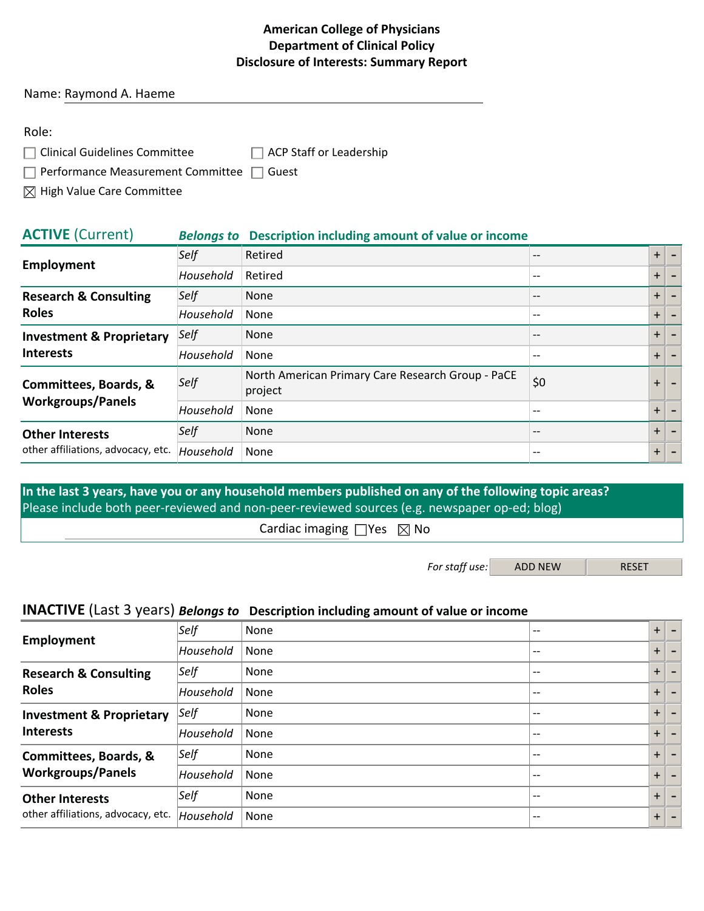**American College of Physicians**
**Department of Clinical Policy**
**Disclosure of Interests: Summary Report**

Name: Raymond A. Haeme

Role:

- ☐ Clinical Guidelines Committee
- ☐ ACP Staff or Leadership
- ☐ Performance Measurement Committee
- ☐ Guest
- ☒ High Value Care Committee

## ACTIVE (Current)

| | *Belongs to* | Description including amount of value or income | |
|---|---|---|---|
| **Employment** | *Self* | Retired | -- |
| | *Household* | Retired | -- |
| **Research & Consulting Roles** | *Self* | None | -- |
| | *Household* | None | -- |
| **Investment & Proprietary Interests** | *Self* | None | -- |
| | *Household* | None | -- |
| **Committees, Boards, & Workgroups/Panels** | *Self* | North American Primary Care Research Group - PaCE project | $0 |
| | *Household* | None | -- |
| **Other Interests** other affiliations, advocacy, etc. | *Self* | None | -- |
| | *Household* | None | -- |

**In the last 3 years, have you or any household members published on any of the following topic areas?**
Please include both peer-reviewed and non-peer-reviewed sources (e.g. newspaper op-ed; blog)

Cardiac imaging ☐Yes ☒ No

*For staff use:* ADD NEW RESET

## INACTIVE (Last 3 years)

| | *Belongs to* | Description including amount of value or income | |
|---|---|---|---|
| **Employment** | *Self* | None | -- |
| | *Household* | None | -- |
| **Research & Consulting Roles** | *Self* | None | -- |
| | *Household* | None | -- |
| **Investment & Proprietary Interests** | *Self* | None | -- |
| | *Household* | None | -- |
| **Committees, Boards, & Workgroups/Panels** | *Self* | None | -- |
| | *Household* | None | -- |
| **Other Interests** other affiliations, advocacy, etc. | *Self* | None | -- |
| | *Household* | None | -- |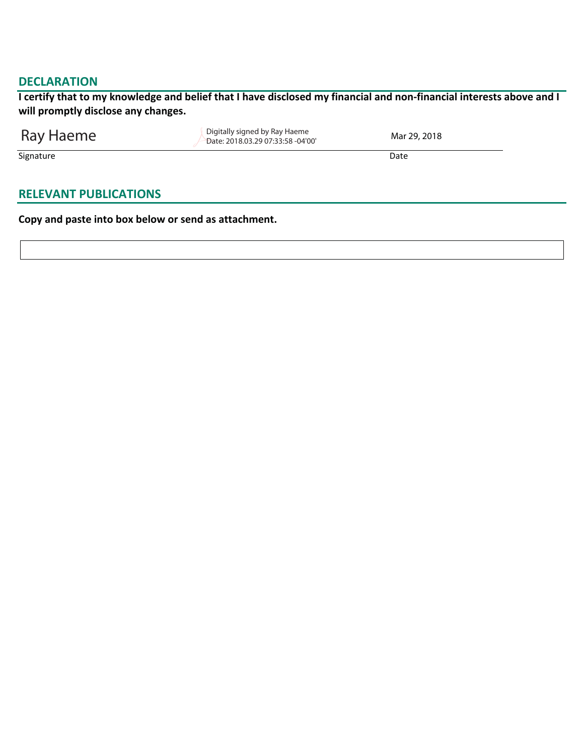## DECLARATION

**I certify that to my knowledge and belief that I have disclosed my financial and non-financial interests above and I will promptly disclose any changes.**

Ray Haeme — Digitally signed by Ray Haeme Date: 2018.03.29 07:33:58 -04'00'

Mar 29, 2018

Signature — Date

## RELEVANT PUBLICATIONS

**Copy and paste into box below or send as attachment.**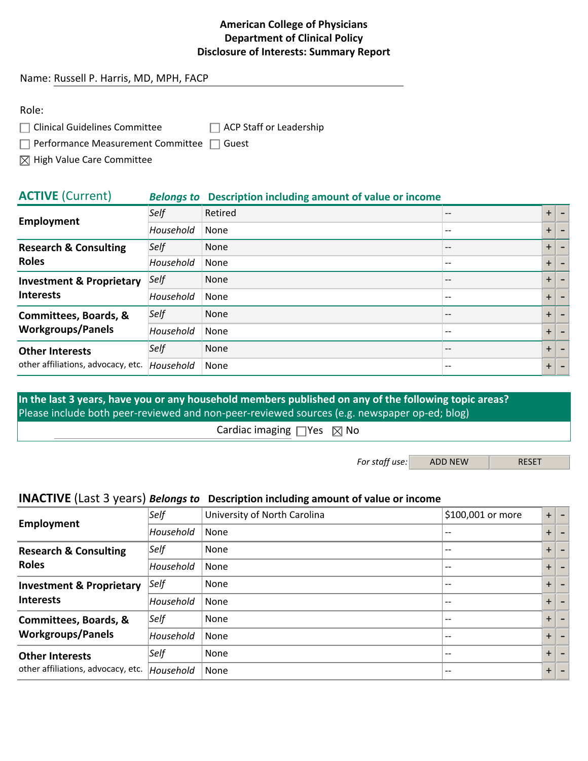**American College of Physicians**
**Department of Clinical Policy**
**Disclosure of Interests: Summary Report**

Name: Russell P. Harris, MD, MPH, FACP

Role:

- ☐ Clinical Guidelines Committee
- ☐ ACP Staff or Leadership
- ☐ Performance Measurement Committee
- ☐ Guest
- ☒ High Value Care Committee

## ACTIVE (Current)

| | *Belongs to* | Description including amount of value or income | |
|---|---|---|---|
| **Employment** | *Self* | Retired | -- |
| | *Household* | None | -- |
| **Research & Consulting Roles** | *Self* | None | -- |
| | *Household* | None | -- |
| **Investment & Proprietary Interests** | *Self* | None | -- |
| | *Household* | None | -- |
| **Committees, Boards, & Workgroups/Panels** | *Self* | None | -- |
| | *Household* | None | -- |
| **Other Interests** other affiliations, advocacy, etc. | *Self* | None | -- |
| | *Household* | None | -- |

**In the last 3 years, have you or any household members published on any of the following topic areas?**
Please include both peer-reviewed and non-peer-reviewed sources (e.g. newspaper op-ed; blog)

Cardiac imaging ☐ Yes ☒ No

*For staff use:* ADD NEW RESET

## INACTIVE (Last 3 years)

| | *Belongs to* | Description including amount of value or income | |
|---|---|---|---|
| **Employment** | *Self* | University of North Carolina | $100,001 or more |
| | *Household* | None | -- |
| **Research & Consulting Roles** | *Self* | None | -- |
| | *Household* | None | -- |
| **Investment & Proprietary Interests** | *Self* | None | -- |
| | *Household* | None | -- |
| **Committees, Boards, & Workgroups/Panels** | *Self* | None | -- |
| | *Household* | None | -- |
| **Other Interests** other affiliations, advocacy, etc. | *Self* | None | -- |
| | *Household* | None | -- |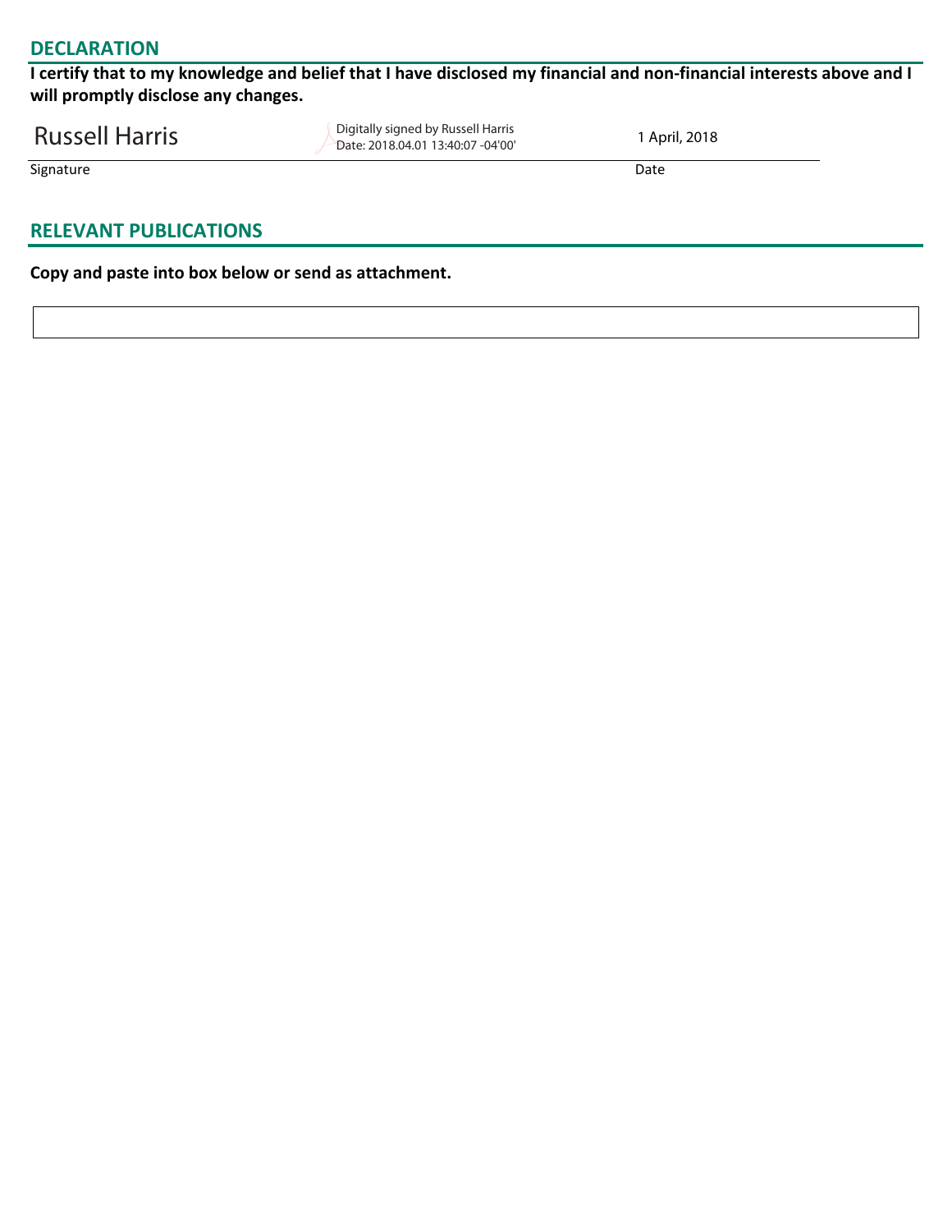## DECLARATION

**I certify that to my knowledge and belief that I have disclosed my financial and non-financial interests above and I will promptly disclose any changes.**

Russell Harris

Digitally signed by Russell Harris
Date: 2018.04.01 13:40:07 -04'00'

1 April, 2018

Signature | Date

## RELEVANT PUBLICATIONS

**Copy and paste into box below or send as attachment.**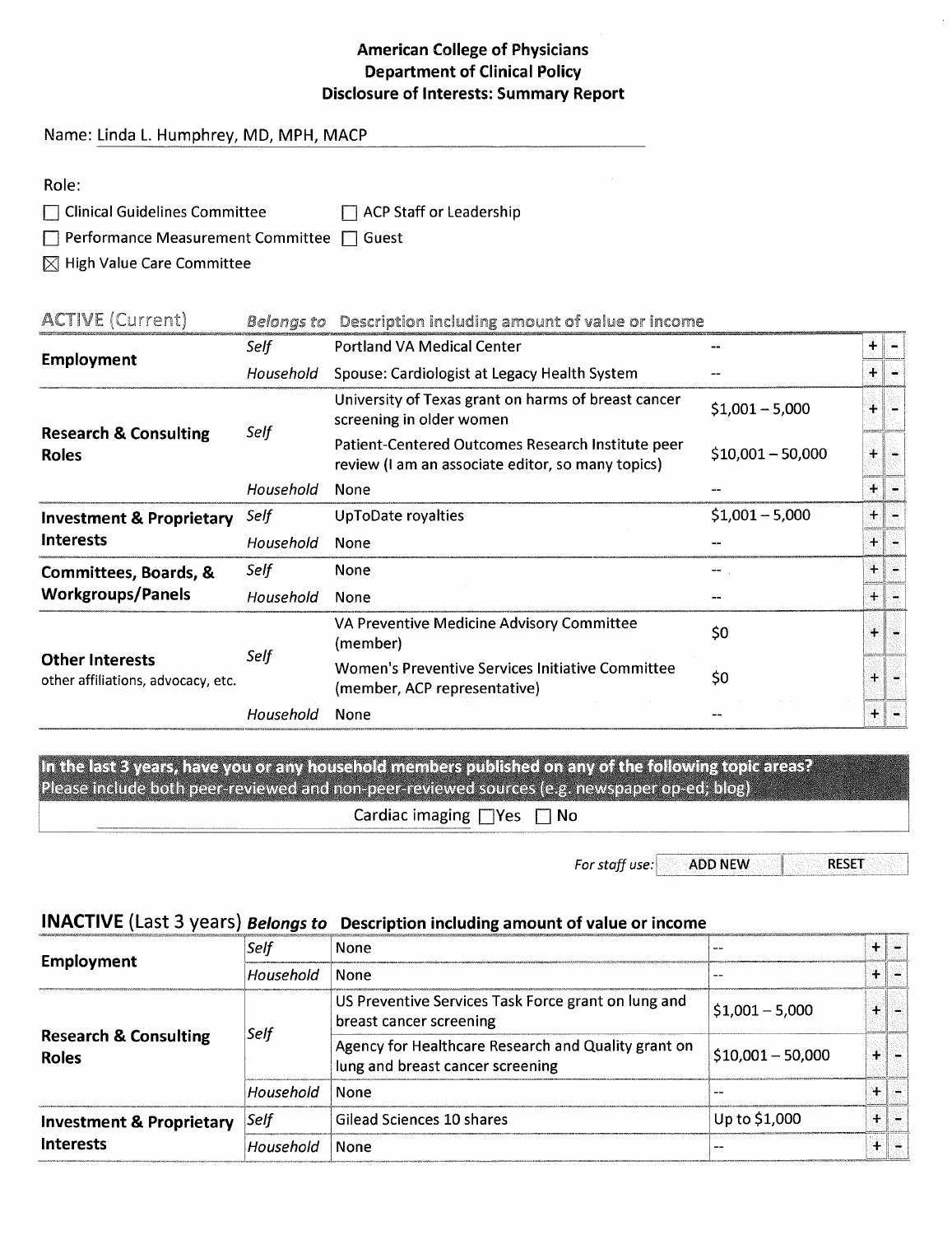**American College of Physicians**
**Department of Clinical Policy**
**Disclosure of Interests: Summary Report**

Name: Linda L. Humphrey, MD, MPH, MACP

Role:

- ☐ Clinical Guidelines Committee
- ☐ ACP Staff or Leadership
- ☐ Performance Measurement Committee
- ☐ Guest
- ☒ High Value Care Committee

| ACTIVE (Current) | *Belongs to* | Description including amount of value or income | |
|---|---|---|---|
| **Employment** | *Self* | Portland VA Medical Center | -- |
| | *Household* | Spouse: Cardiologist at Legacy Health System | -- |
| **Research & Consulting Roles** | *Self* | University of Texas grant on harms of breast cancer screening in older women | $1,001 – 5,000 |
| | | Patient-Centered Outcomes Research Institute peer review (I am an associate editor, so many topics) | $10,001 – 50,000 |
| | *Household* | None | -- |
| **Investment & Proprietary Interests** | *Self* | UpToDate royalties | $1,001 – 5,000 |
| | *Household* | None | -- |
| **Committees, Boards, & Workgroups/Panels** | *Self* | None | -- |
| | *Household* | None | -- |
| **Other Interests** other affiliations, advocacy, etc. | *Self* | VA Preventive Medicine Advisory Committee (member) | $0 |
| | | Women's Preventive Services Initiative Committee (member, ACP representative) | $0 |
| | *Household* | None | -- |

**In the last 3 years, have you or any household members published on any of the following topic areas?**
Please include both peer-reviewed and non-peer-reviewed sources (e.g. newspaper op-ed; blog)

Cardiac imaging ☐Yes ☐ No

*For staff use:* ADD NEW RESET

| **INACTIVE** (Last 3 years) | ***Belongs to*** | **Description including amount of value or income** | |
|---|---|---|---|
| **Employment** | *Self* | None | -- |
| | *Household* | None | -- |
| **Research & Consulting Roles** | *Self* | US Preventive Services Task Force grant on lung and breast cancer screening | $1,001 – 5,000 |
| | | Agency for Healthcare Research and Quality grant on lung and breast cancer screening | $10,001 – 50,000 |
| | *Household* | None | -- |
| **Investment & Proprietary Interests** | *Self* | Gilead Sciences 10 shares | Up to $1,000 |
| | *Household* | None | -- |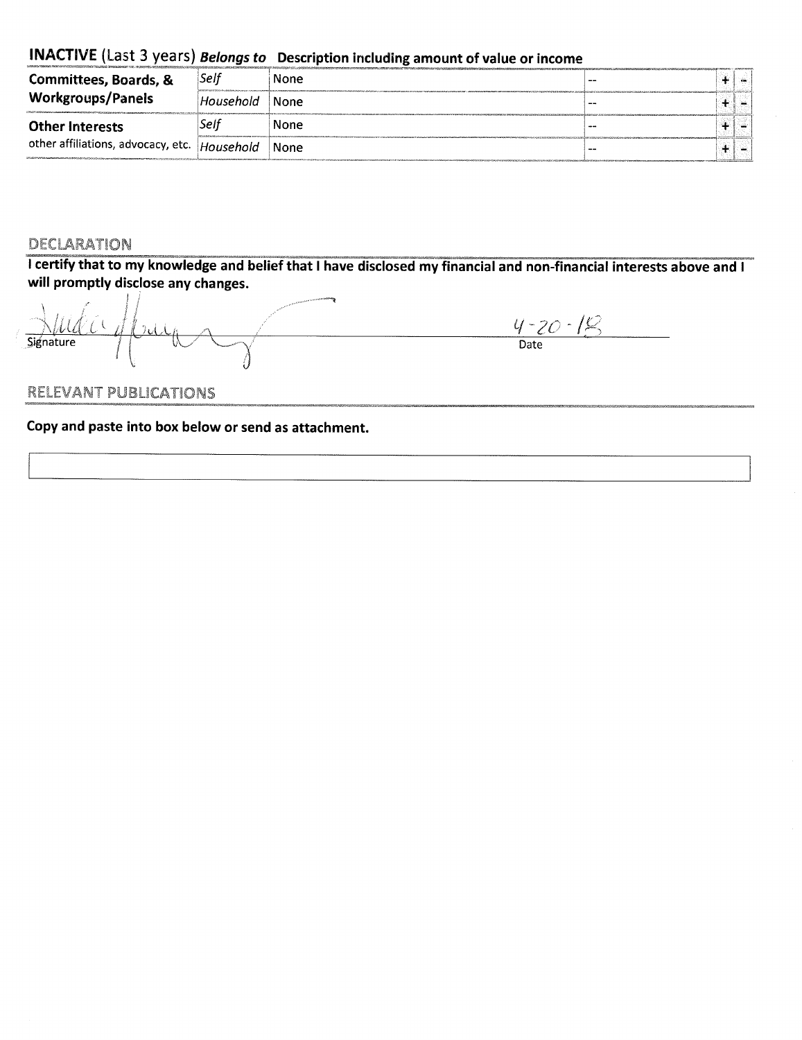## INACTIVE (Last 3 years) *Belongs to* Description including amount of value or income

| | | | | |
|---|---|---|---|---|
| **Committees, Boards, & Workgroups/Panels** | *Self* | None | -- | + - |
| | *Household* | None | -- | + - |
| **Other Interests** other affiliations, advocacy, etc. | *Self* | None | -- | + - |
| | *Household* | None | -- | + - |

## DECLARATION

**I certify that to my knowledge and belief that I have disclosed my financial and non-financial interests above and I will promptly disclose any changes.**

Signature ________________ Date 4-20-18

## RELEVANT PUBLICATIONS

**Copy and paste into box below or send as attachment.**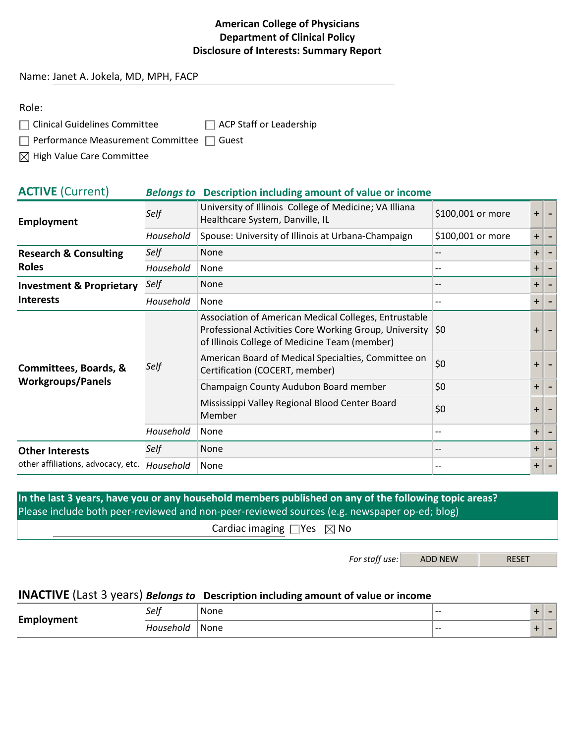**American College of Physicians**
**Department of Clinical Policy**
**Disclosure of Interests: Summary Report**

Name: Janet A. Jokela, MD, MPH, FACP

Role:

- ☐ Clinical Guidelines Committee
- ☐ ACP Staff or Leadership
- ☐ Performance Measurement Committee
- ☐ Guest
- ☒ High Value Care Committee

## ACTIVE (Current)

| | *Belongs to* | Description including amount of value or income | |
|---|---|---|---|
| **Employment** | *Self* | University of Illinois College of Medicine; VA Illiana Healthcare System, Danville, IL | $100,001 or more |
| | *Household* | Spouse: University of Illinois at Urbana-Champaign | $100,001 or more |
| **Research & Consulting Roles** | *Self* | None | -- |
| | *Household* | None | -- |
| **Investment & Proprietary Interests** | *Self* | None | -- |
| | *Household* | None | -- |
| **Committees, Boards, & Workgroups/Panels** | *Self* | Association of American Medical Colleges, Entrustable Professional Activities Core Working Group, University of Illinois College of Medicine Team (member) | $0 |
| | | American Board of Medical Specialties, Committee on Certification (COCERT, member) | $0 |
| | | Champaign County Audubon Board member | $0 |
| | | Mississippi Valley Regional Blood Center Board Member | $0 |
| | *Household* | None | -- |
| **Other Interests** other affiliations, advocacy, etc. | *Self* | None | -- |
| | *Household* | None | -- |

**In the last 3 years, have you or any household members published on any of the following topic areas?**
Please include both peer-reviewed and non-peer-reviewed sources (e.g. newspaper op-ed; blog)

Cardiac imaging ☐ Yes ☒ No

*For staff use:* ADD NEW RESET

## INACTIVE (Last 3 years)

| | *Belongs to* | Description including amount of value or income | |
|---|---|---|---|
| **Employment** | *Self* | None | -- |
| | *Household* | None | -- |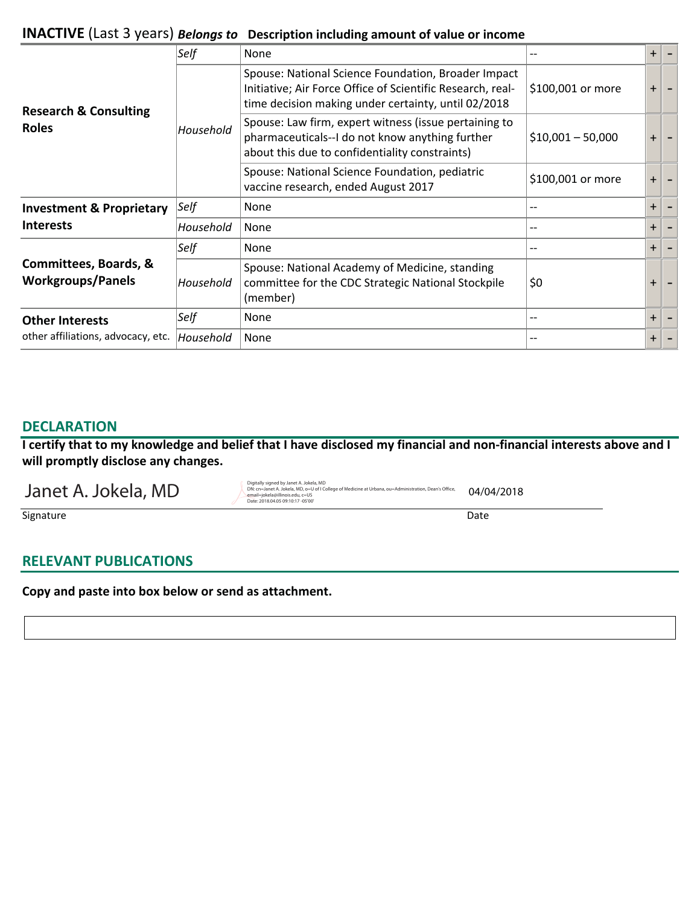| **INACTIVE** (Last 3 years) | ***Belongs to*** | **Description including amount of value or income** | | | |
|---|---|---|---|---|---|
| **Research & Consulting Roles** | *Self* | None | -- | + | - |
| | *Household* | Spouse: National Science Foundation, Broader Impact Initiative; Air Force Office of Scientific Research, real-time decision making under certainty, until 02/2018 | $100,001 or more | + | - |
| | | Spouse: Law firm, expert witness (issue pertaining to pharmaceuticals--I do not know anything further about this due to confidentiality constraints) | $10,001 – 50,000 | + | - |
| | | Spouse: National Science Foundation, pediatric vaccine research, ended August 2017 | $100,001 or more | + | - |
| **Investment & Proprietary Interests** | *Self* | None | -- | + | - |
| | *Household* | None | -- | + | - |
| **Committees, Boards, & Workgroups/Panels** | *Self* | None | -- | + | - |
| | *Household* | Spouse: National Academy of Medicine, standing committee for the CDC Strategic National Stockpile (member) | $0 | + | - |
| **Other Interests** other affiliations, advocacy, etc. | *Self* | None | -- | + | - |
| | *Household* | None | -- | + | - |

## DECLARATION

**I certify that to my knowledge and belief that I have disclosed my financial and non-financial interests above and I will promptly disclose any changes.**

Janet A. Jokela, MD

Digitally signed by Janet A. Jokela, MD
DN: cn=Janet A. Jokela, MD, o=U of I College of Medicine at Urbana, ou=Administration, Dean's Office, email=jokela@illinois.edu, c=US
Date: 2018.04.05 09:10:17 -05'00'

04/04/2018

Signature | Date

## RELEVANT PUBLICATIONS

**Copy and paste into box below or send as attachment.**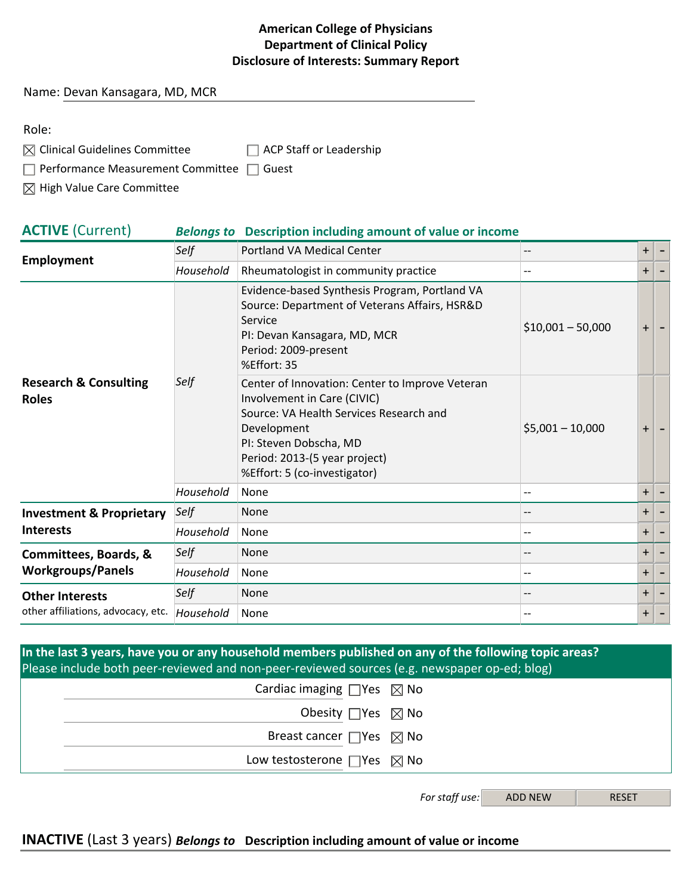**American College of Physicians**
**Department of Clinical Policy**
**Disclosure of Interests: Summary Report**

Name: Devan Kansagara, MD, MCR

Role:

☒ Clinical Guidelines Committee ☐ ACP Staff or Leadership

☐ Performance Measurement Committee ☐ Guest

☒ High Value Care Committee

| **ACTIVE** (Current) | ***Belongs to*** | **Description including amount of value or income** | |
|---|---|---|---|
| **Employment** | *Self* | Portland VA Medical Center | -- |
| | *Household* | Rheumatologist in community practice | -- |
| **Research & Consulting Roles** | *Self* | Evidence-based Synthesis Program, Portland VA<br>Source: Department of Veterans Affairs, HSR&D Service<br>PI: Devan Kansagara, MD, MCR<br>Period: 2009-present<br>%Effort: 35 | $10,001 – 50,000 |
| | *Self* | Center of Innovation: Center to Improve Veteran Involvement in Care (CIVIC)<br>Source: VA Health Services Research and Development<br>PI: Steven Dobscha, MD<br>Period: 2013-(5 year project)<br>%Effort: 5 (co-investigator) | $5,001 – 10,000 |
| | *Household* | None | -- |
| **Investment & Proprietary Interests** | *Self* | None | -- |
| | *Household* | None | -- |
| **Committees, Boards, & Workgroups/Panels** | *Self* | None | -- |
| | *Household* | None | -- |
| **Other Interests** other affiliations, advocacy, etc. | *Self* | None | -- |
| | *Household* | None | -- |

**In the last 3 years, have you or any household members published on any of the following topic areas?**
Please include both peer-reviewed and non-peer-reviewed sources (e.g. newspaper op-ed; blog)

| Topic | Yes | No |
|---|---|---|
| Cardiac imaging | ☐ | ☒ |
| Obesity | ☐ | ☒ |
| Breast cancer | ☐ | ☒ |
| Low testosterone | ☐ | ☒ |

*For staff use:* ADD NEW RESET

**INACTIVE** (Last 3 years) ***Belongs to*** **Description including amount of value or income**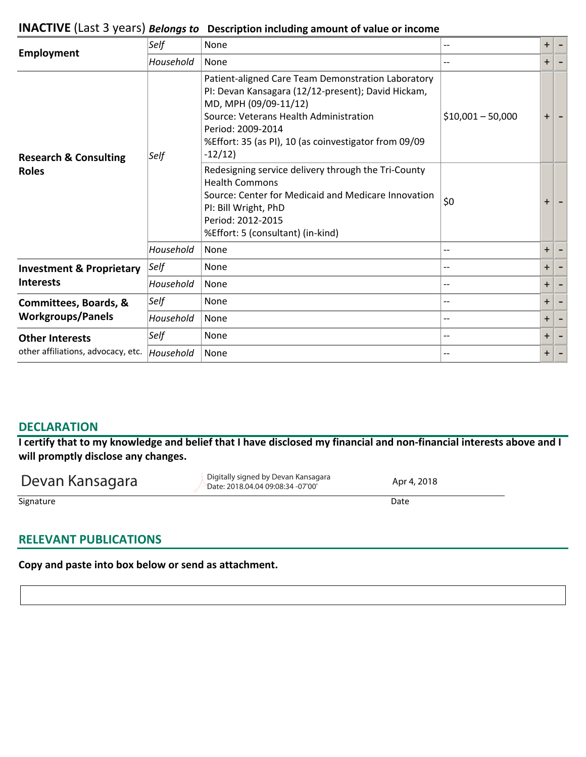## INACTIVE (Last 3 years)

| | *Belongs to* | Description including amount of value or income | | |
|---|---|---|---|---|
| **Employment** | *Self* | None | -- | + - |
| | *Household* | None | -- | + - |
| **Research & Consulting Roles** | *Self* | Patient-aligned Care Team Demonstration Laboratory<br>PI: Devan Kansagara (12/12-present); David Hickam, MD, MPH (09/09-11/12)<br>Source: Veterans Health Administration<br>Period: 2009-2014<br>%Effort: 35 (as PI), 10 (as coinvestigator from 09/09 -12/12) | $10,001 – 50,000 | + - |
| | | Redesigning service delivery through the Tri-County Health Commons<br>Source: Center for Medicaid and Medicare Innovation<br>PI: Bill Wright, PhD<br>Period: 2012-2015<br>%Effort: 5 (consultant) (in-kind) | $0 | + - |
| | *Household* | None | -- | + - |
| **Investment & Proprietary Interests** | *Self* | None | -- | + - |
| | *Household* | None | -- | + - |
| **Committees, Boards, & Workgroups/Panels** | *Self* | None | -- | + - |
| | *Household* | None | -- | + - |
| **Other Interests** other affiliations, advocacy, etc. | *Self* | None | -- | + - |
| | *Household* | None | -- | + - |

## DECLARATION

**I certify that to my knowledge and belief that I have disclosed my financial and non-financial interests above and I will promptly disclose any changes.**

Devan Kansagara — Digitally signed by Devan Kansagara Date: 2018.04.04 09:08:34 -07'00' — Apr 4, 2018

Signature — Date

## RELEVANT PUBLICATIONS

**Copy and paste into box below or send as attachment.**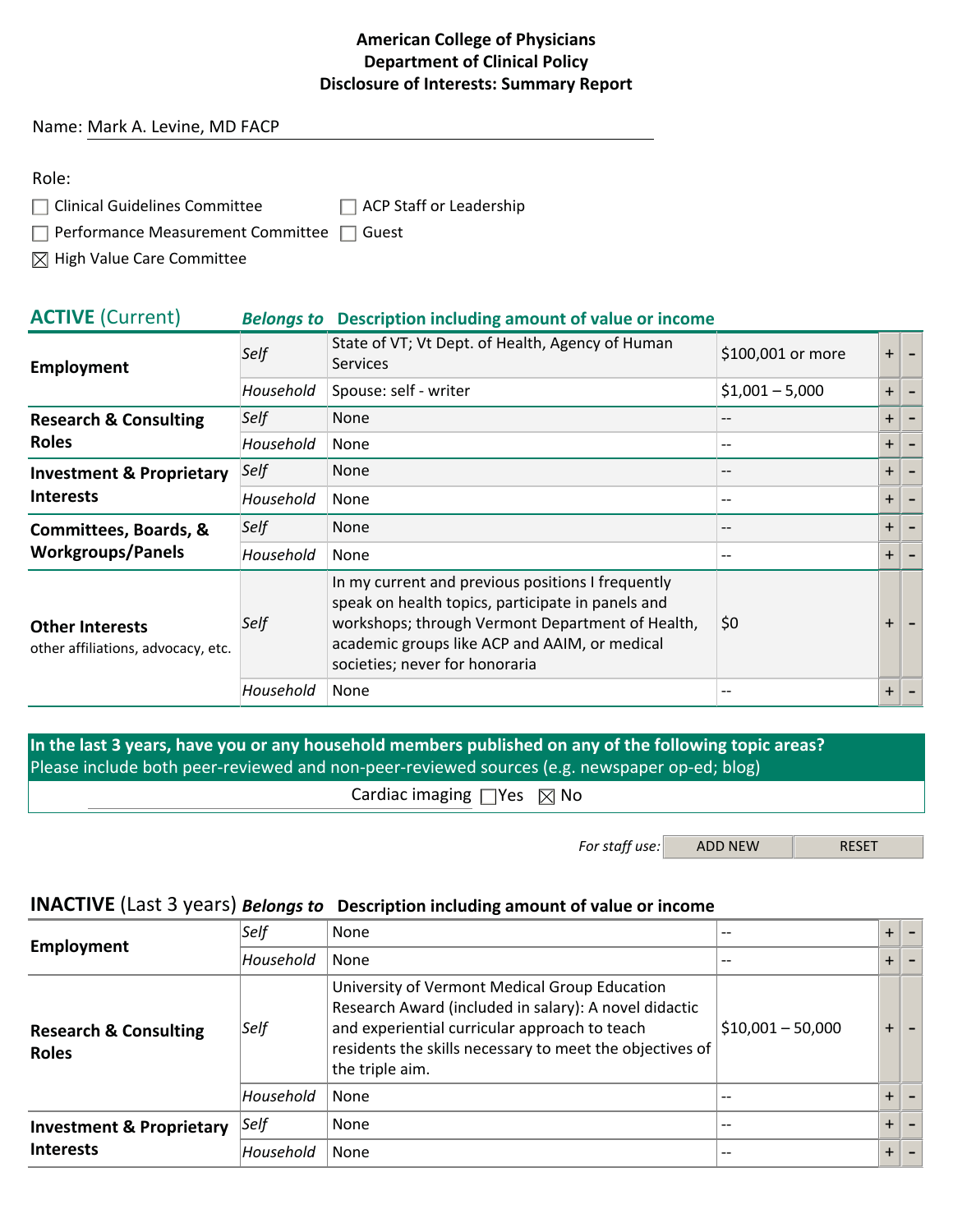**American College of Physicians**
**Department of Clinical Policy**
**Disclosure of Interests: Summary Report**

Name: Mark A. Levine, MD FACP

Role:

- ☐ Clinical Guidelines Committee
- ☐ ACP Staff or Leadership
- ☐ Performance Measurement Committee
- ☐ Guest
- ☒ High Value Care Committee

| **ACTIVE** (Current) | ***Belongs to*** | **Description including amount of value or income** | |
|---|---|---|---|
| **Employment** | *Self* | State of VT; Vt Dept. of Health, Agency of Human Services | $100,001 or more |
| | *Household* | Spouse: self - writer | $1,001 – 5,000 |
| **Research & Consulting Roles** | *Self* | None | -- |
| | *Household* | None | -- |
| **Investment & Proprietary Interests** | *Self* | None | -- |
| | *Household* | None | -- |
| **Committees, Boards, & Workgroups/Panels** | *Self* | None | -- |
| | *Household* | None | -- |
| **Other Interests** other affiliations, advocacy, etc. | *Self* | In my current and previous positions I frequently speak on health topics, participate in panels and workshops; through Vermont Department of Health, academic groups like ACP and AAIM, or medical societies; never for honoraria | $0 |
| | *Household* | None | -- |

**In the last 3 years, have you or any household members published on any of the following topic areas?**
Please include both peer-reviewed and non-peer-reviewed sources (e.g. newspaper op-ed; blog)

Cardiac imaging ☐ Yes ☒ No

*For staff use:* ADD NEW RESET

| **INACTIVE** (Last 3 years) | ***Belongs to*** | **Description including amount of value or income** | |
|---|---|---|---|
| **Employment** | *Self* | None | -- |
| | *Household* | None | -- |
| **Research & Consulting Roles** | *Self* | University of Vermont Medical Group Education Research Award (included in salary): A novel didactic and experiential curricular approach to teach residents the skills necessary to meet the objectives of the triple aim. | $10,001 – 50,000 |
| | *Household* | None | -- |
| **Investment & Proprietary Interests** | *Self* | None | -- |
| | *Household* | None | -- |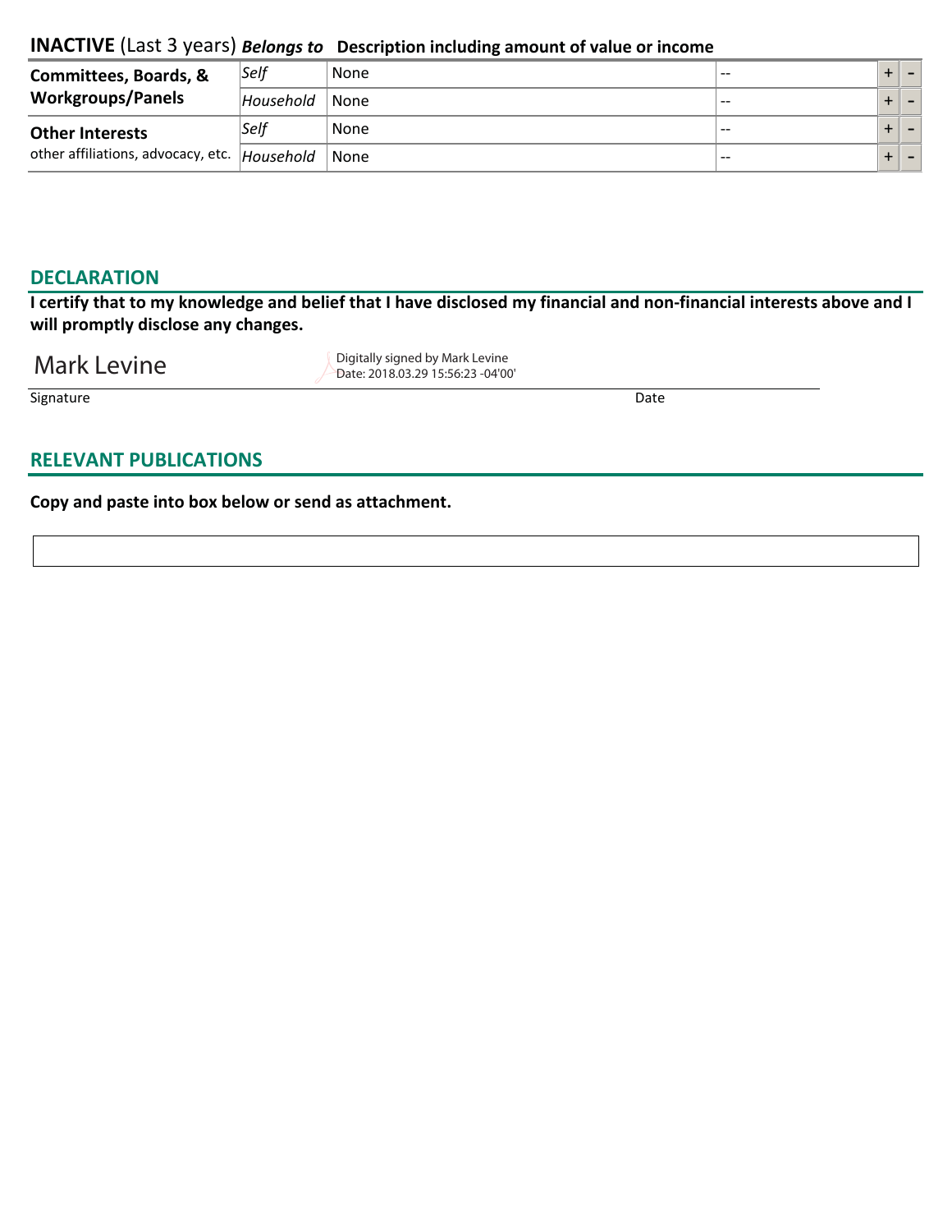## INACTIVE (Last 3 years) ***Belongs to*** **Description including amount of value or income**

| | | | | |
|---|---|---|---|---|
| **Committees, Boards, & Workgroups/Panels** | *Self* | None | -- | + - |
| | *Household* | None | -- | + - |
| **Other Interests** other affiliations, advocacy, etc. | *Self* | None | -- | + - |
| | *Household* | None | -- | + - |

## DECLARATION

**I certify that to my knowledge and belief that I have disclosed my financial and non-financial interests above and I will promptly disclose any changes.**

Mark Levine

Digitally signed by Mark Levine
Date: 2018.03.29 15:56:23 -04'00'

Signature

Date

## RELEVANT PUBLICATIONS

**Copy and paste into box below or send as attachment.**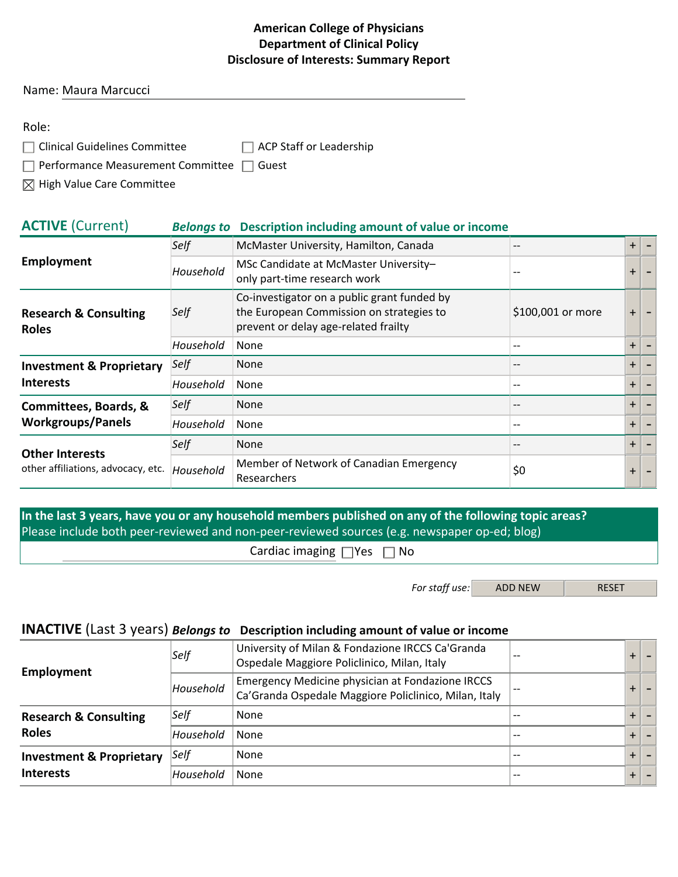**American College of Physicians**
**Department of Clinical Policy**
**Disclosure of Interests: Summary Report**

Name: Maura Marcucci

Role:

☐ Clinical Guidelines Committee ☐ ACP Staff or Leadership

☐ Performance Measurement Committee ☐ Guest

☒ High Value Care Committee

## ACTIVE (Current)

| | *Belongs to* | Description including amount of value or income | | | |
|---|---|---|---|---|---|
| **Employment** | *Self* | McMaster University, Hamilton, Canada | -- | + | - |
| | *Household* | MSc Candidate at McMaster University– only part-time research work | -- | + | - |
| **Research & Consulting Roles** | *Self* | Co-investigator on a public grant funded by the European Commission on strategies to prevent or delay age-related frailty | $100,001 or more | + | - |
| | *Household* | None | -- | + | - |
| **Investment & Proprietary Interests** | *Self* | None | -- | + | - |
| | *Household* | None | -- | + | - |
| **Committees, Boards, & Workgroups/Panels** | *Self* | None | -- | + | - |
| | *Household* | None | -- | + | - |
| **Other Interests** other affiliations, advocacy, etc. | *Self* | None | -- | + | - |
| | *Household* | Member of Network of Canadian Emergency Researchers | $0 | + | - |

**In the last 3 years, have you or any household members published on any of the following topic areas?**
Please include both peer-reviewed and non-peer-reviewed sources (e.g. newspaper op-ed; blog)

Cardiac imaging ☐ Yes ☐ No

*For staff use:* ADD NEW RESET

## INACTIVE (Last 3 years)

| | *Belongs to* | Description including amount of value or income | | | |
|---|---|---|---|---|---|
| **Employment** | *Self* | University of Milan & Fondazione IRCCS Ca'Granda Ospedale Maggiore Policlinico, Milan, Italy | -- | + | - |
| | *Household* | Emergency Medicine physician at Fondazione IRCCS Ca'Granda Ospedale Maggiore Policlinico, Milan, Italy | -- | + | - |
| **Research & Consulting Roles** | *Self* | None | -- | + | - |
| | *Household* | None | -- | + | - |
| **Investment & Proprietary Interests** | *Self* | None | -- | + | - |
| | *Household* | None | -- | + | - |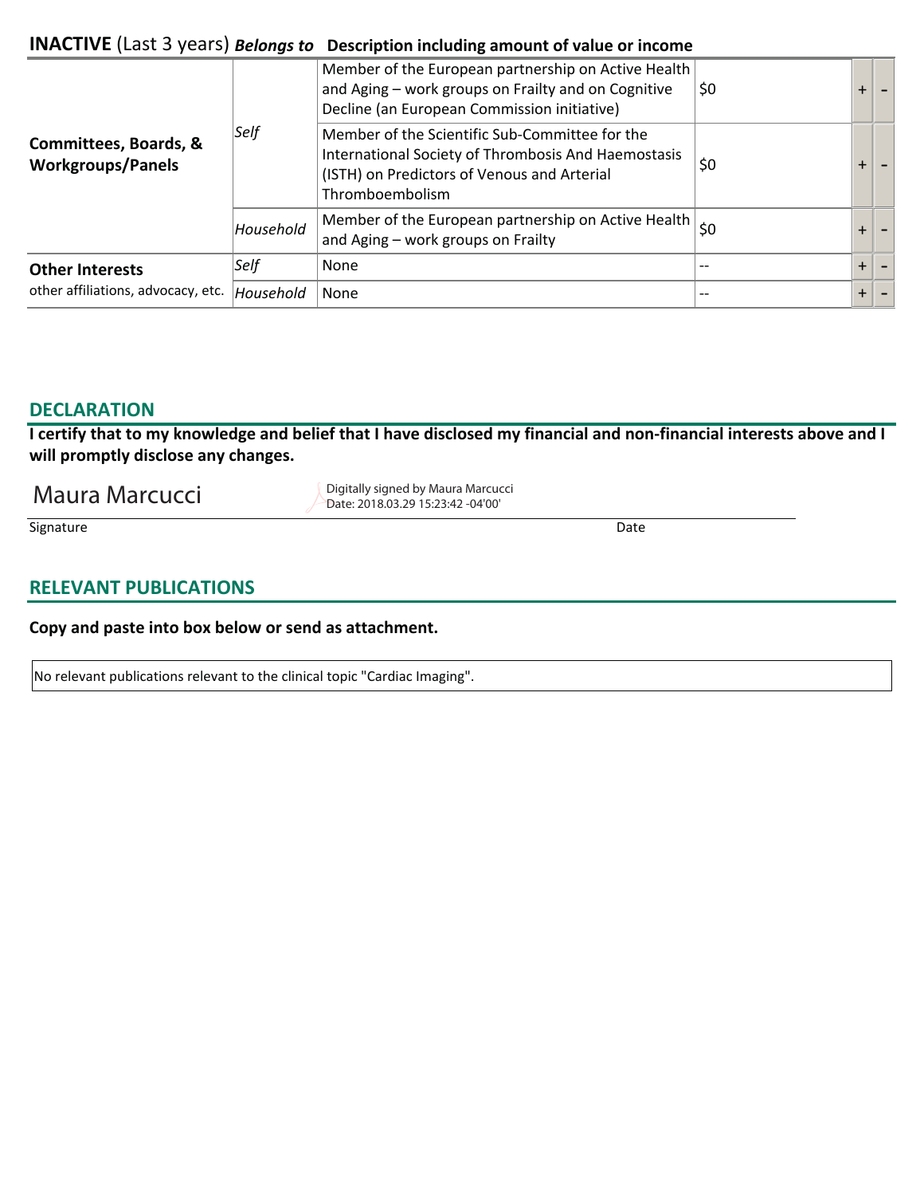| **INACTIVE** (Last 3 years) | ***Belongs to*** | **Description including amount of value or income** | | |
|---|---|---|---|---|
| **Committees, Boards, & Workgroups/Panels** | *Self* | Member of the European partnership on Active Health and Aging – work groups on Frailty and on Cognitive Decline (an European Commission initiative) | $0 | + - |
| | | Member of the Scientific Sub-Committee for the International Society of Thrombosis And Haemostasis (ISTH) on Predictors of Venous and Arterial Thromboembolism | $0 | + - |
| | *Household* | Member of the European partnership on Active Health and Aging – work groups on Frailty | $0 | + - |
| **Other Interests** other affiliations, advocacy, etc. | *Self* | None | -- | + - |
| | *Household* | None | -- | + - |

## DECLARATION

**I certify that to my knowledge and belief that I have disclosed my financial and non-financial interests above and I will promptly disclose any changes.**

Maura Marcucci — Digitally signed by Maura Marcucci Date: 2018.03.29 15:23:42 -04'00'

Signature — Date

## RELEVANT PUBLICATIONS

**Copy and paste into box below or send as attachment.**

No relevant publications relevant to the clinical topic "Cardiac Imaging".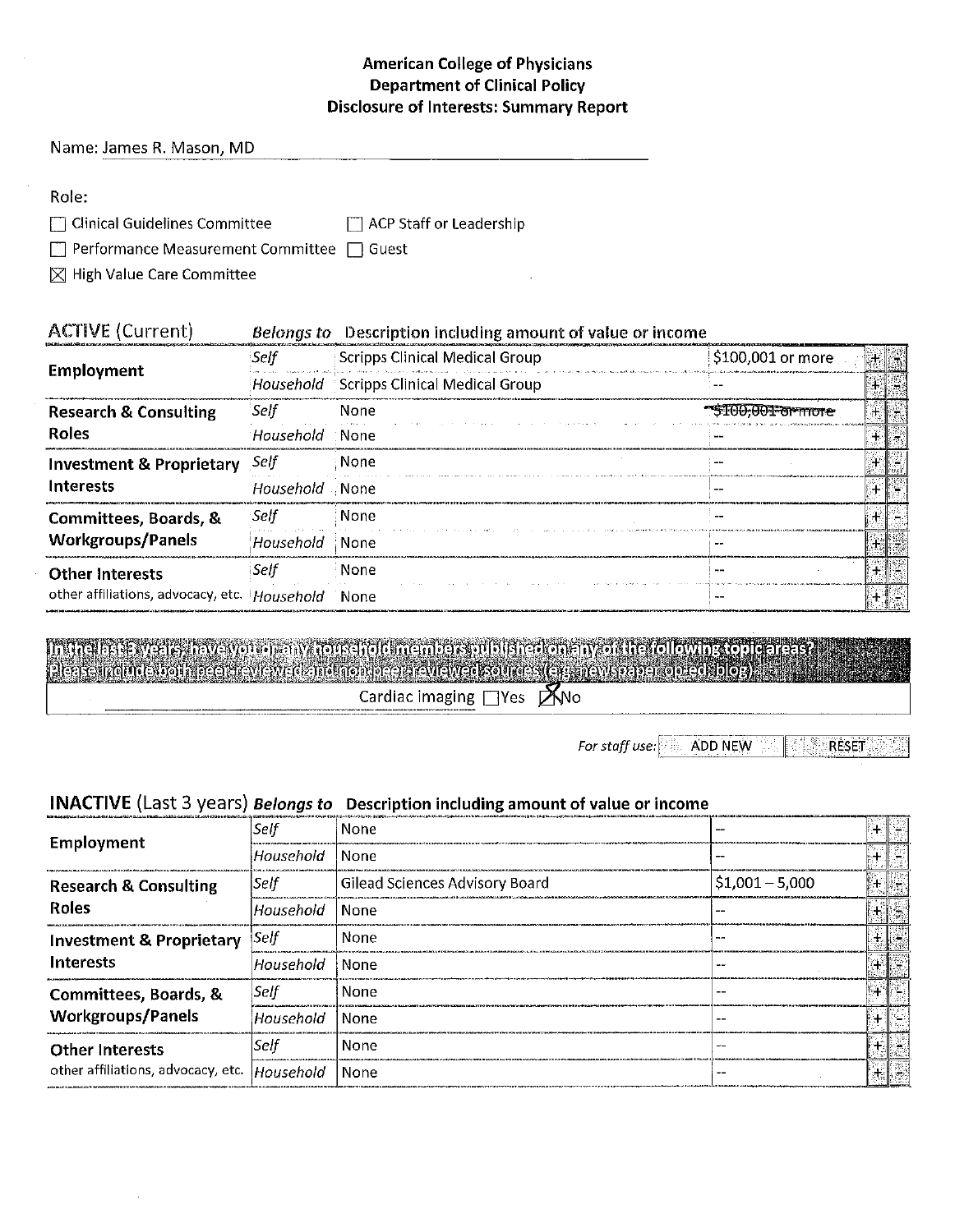**American College of Physicians**
**Department of Clinical Policy**
**Disclosure of Interests: Summary Report**

Name: James R. Mason, MD

Role:

- ☐ Clinical Guidelines Committee
- ☐ ACP Staff or Leadership
- ☐ Performance Measurement Committee
- ☐ Guest
- ☒ High Value Care Committee

| ACTIVE (Current) | *Belongs to* | Description including amount of value or income | |
|---|---|---|---|
| **Employment** | *Self* | Scripps Clinical Medical Group | $100,001 or more |
| | *Household* | Scripps Clinical Medical Group | -- |
| **Research & Consulting Roles** | *Self* | None | ~~$100,001 or more~~ |
| | *Household* | None | -- |
| **Investment & Proprietary Interests** | *Self* | None | -- |
| | *Household* | None | -- |
| **Committees, Boards, & Workgroups/Panels** | *Self* | None | -- |
| | *Household* | None | -- |
| **Other Interests** other affiliations, advocacy, etc. | *Self* | None | -- |
| | *Household* | None | -- |

**In the last 3 years, have you or any household members published on any of the following topic areas? Please include both peer-reviewed and non-peer-reviewed sources (e.g. newspaper op-ed, blog).**

Cardiac imaging ☐Yes ☒No

*For staff use:* ADD NEW RESET

| INACTIVE (Last 3 years) | *Belongs to* | Description including amount of value or income | |
|---|---|---|---|
| **Employment** | *Self* | None | -- |
| | *Household* | None | -- |
| **Research & Consulting Roles** | *Self* | Gilead Sciences Advisory Board | $1,001 – 5,000 |
| | *Household* | None | -- |
| **Investment & Proprietary Interests** | *Self* | None | -- |
| | *Household* | None | -- |
| **Committees, Boards, & Workgroups/Panels** | *Self* | None | -- |
| | *Household* | None | -- |
| **Other Interests** other affiliations, advocacy, etc. | *Self* | None | -- |
| | *Household* | None | -- |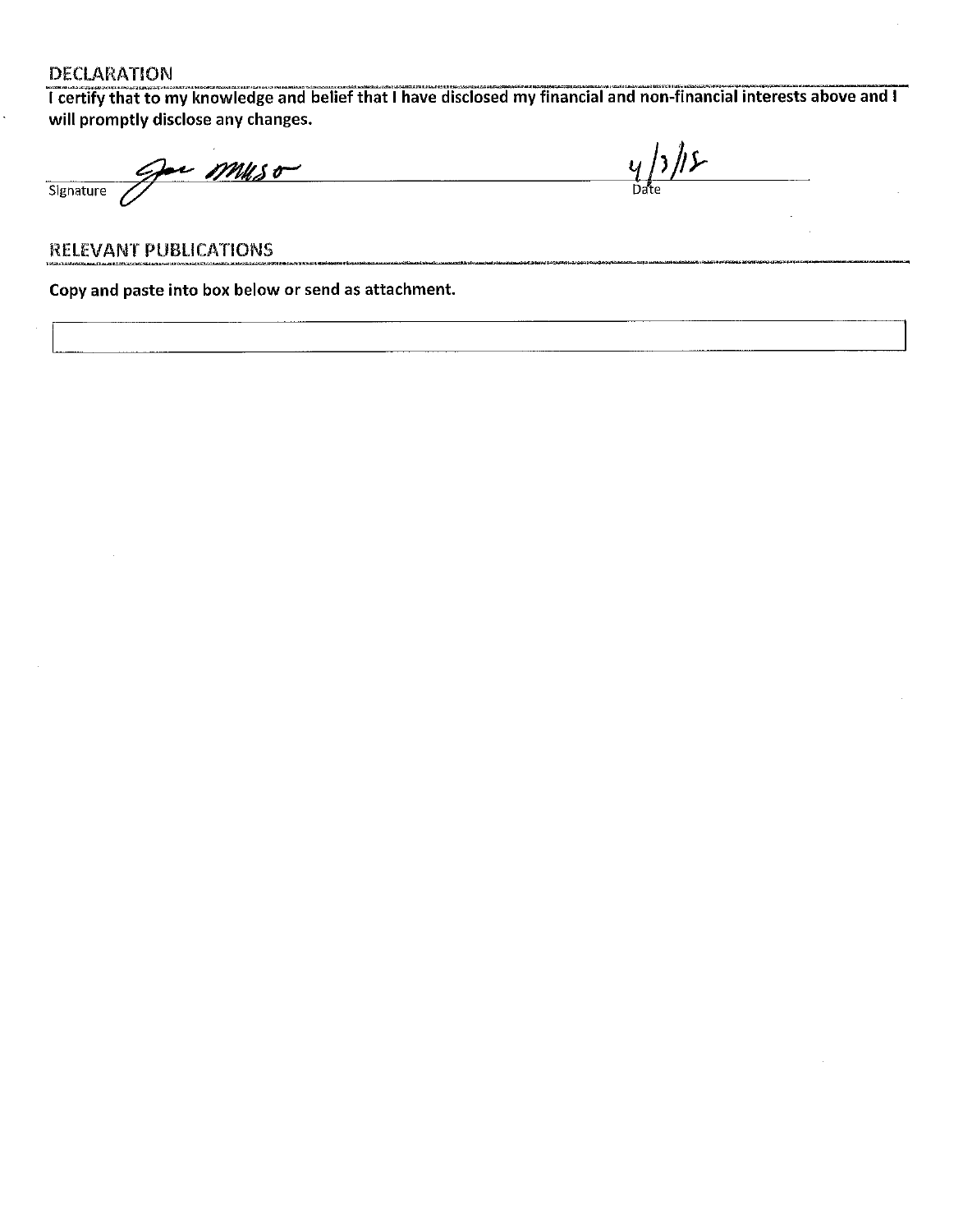## DECLARATION

**I certify that to my knowledge and belief that I have disclosed my financial and non-financial interests above and I will promptly disclose any changes.**

Signature: Joe Muso  Date: 4/3/15

## RELEVANT PUBLICATIONS

**Copy and paste into box below or send as attachment.**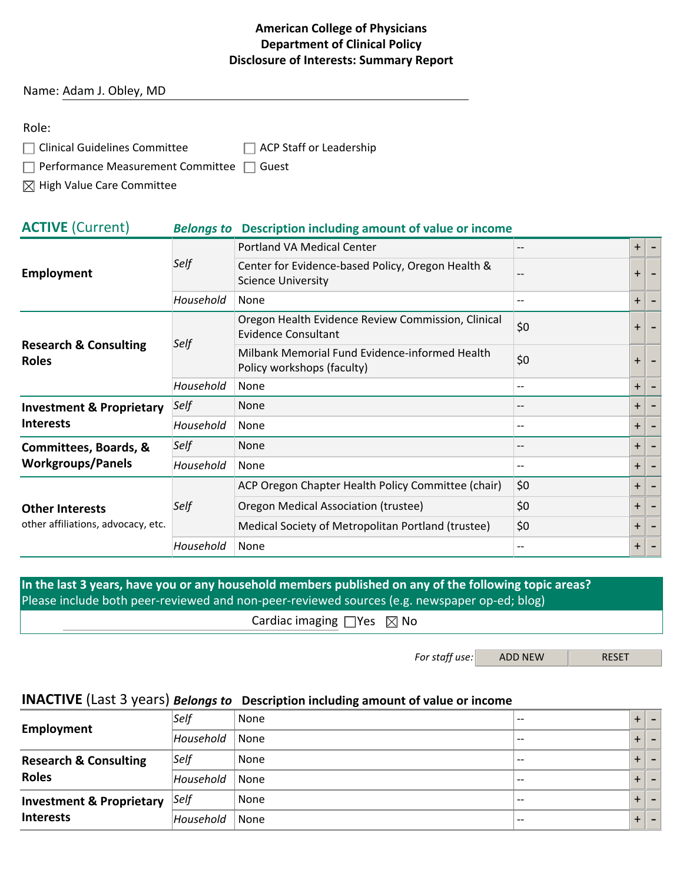**American College of Physicians**
**Department of Clinical Policy**
**Disclosure of Interests: Summary Report**

Name: Adam J. Obley, MD

Role:

- ☐ Clinical Guidelines Committee
- ☐ ACP Staff or Leadership
- ☐ Performance Measurement Committee
- ☐ Guest
- ☒ High Value Care Committee

## ACTIVE (Current)

| | *Belongs to* | Description including amount of value or income | |
|---|---|---|---|
| **Employment** | *Self* | Portland VA Medical Center | -- |
| | | Center for Evidence-based Policy, Oregon Health & Science University | -- |
| | *Household* | None | -- |
| **Research & Consulting Roles** | *Self* | Oregon Health Evidence Review Commission, Clinical Evidence Consultant | $0 |
| | | Milbank Memorial Fund Evidence-informed Health Policy workshops (faculty) | $0 |
| | *Household* | None | -- |
| **Investment & Proprietary Interests** | *Self* | None | -- |
| | *Household* | None | -- |
| **Committees, Boards, & Workgroups/Panels** | *Self* | None | -- |
| | *Household* | None | -- |
| **Other Interests** other affiliations, advocacy, etc. | *Self* | ACP Oregon Chapter Health Policy Committee (chair) | $0 |
| | | Oregon Medical Association (trustee) | $0 |
| | | Medical Society of Metropolitan Portland (trustee) | $0 |
| | *Household* | None | -- |

**In the last 3 years, have you or any household members published on any of the following topic areas?**
Please include both peer-reviewed and non-peer-reviewed sources (e.g. newspaper op-ed; blog)

Cardiac imaging ☐ Yes ☒ No

*For staff use:* ADD NEW RESET

## INACTIVE (Last 3 years)

| | *Belongs to* | Description including amount of value or income | |
|---|---|---|---|
| **Employment** | *Self* | None | -- |
| | *Household* | None | -- |
| **Research & Consulting Roles** | *Self* | None | -- |
| | *Household* | None | -- |
| **Investment & Proprietary Interests** | *Self* | None | -- |
| | *Household* | None | -- |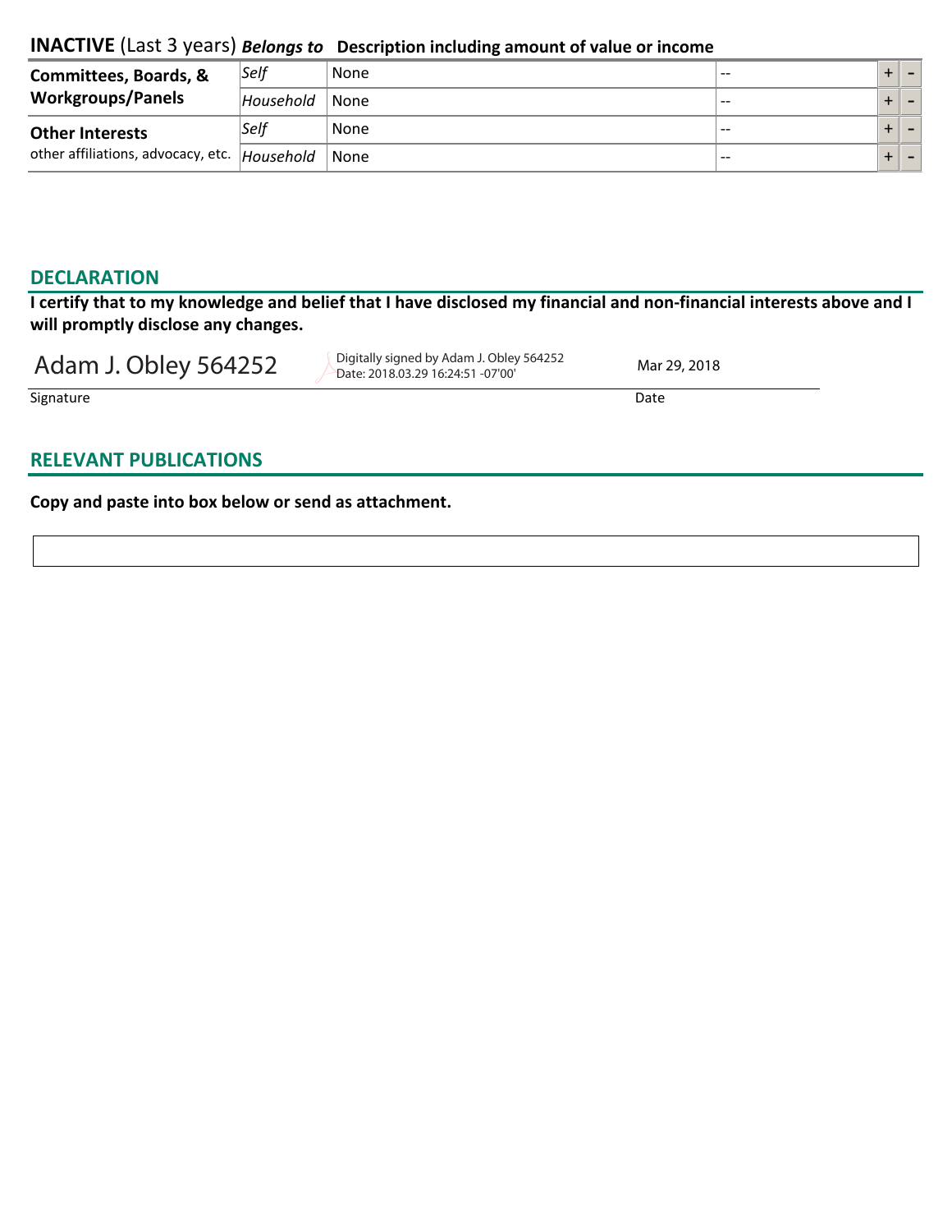## INACTIVE (Last 3 years) ***Belongs to*** **Description including amount of value or income**

| | | | |
|---|---|---|---|
| **Committees, Boards, & Workgroups/Panels** | *Self* | None | -- |
| | *Household* | None | -- |
| **Other Interests** other affiliations, advocacy, etc. | *Self* | None | -- |
| | *Household* | None | -- |

## DECLARATION

**I certify that to my knowledge and belief that I have disclosed my financial and non-financial interests above and I will promptly disclose any changes.**

Adam J. Obley 564252 Digitally signed by Adam J. Obley 564252 Date: 2018.03.29 16:24:51 -07'00' Mar 29, 2018

Signature Date

## RELEVANT PUBLICATIONS

**Copy and paste into box below or send as attachment.**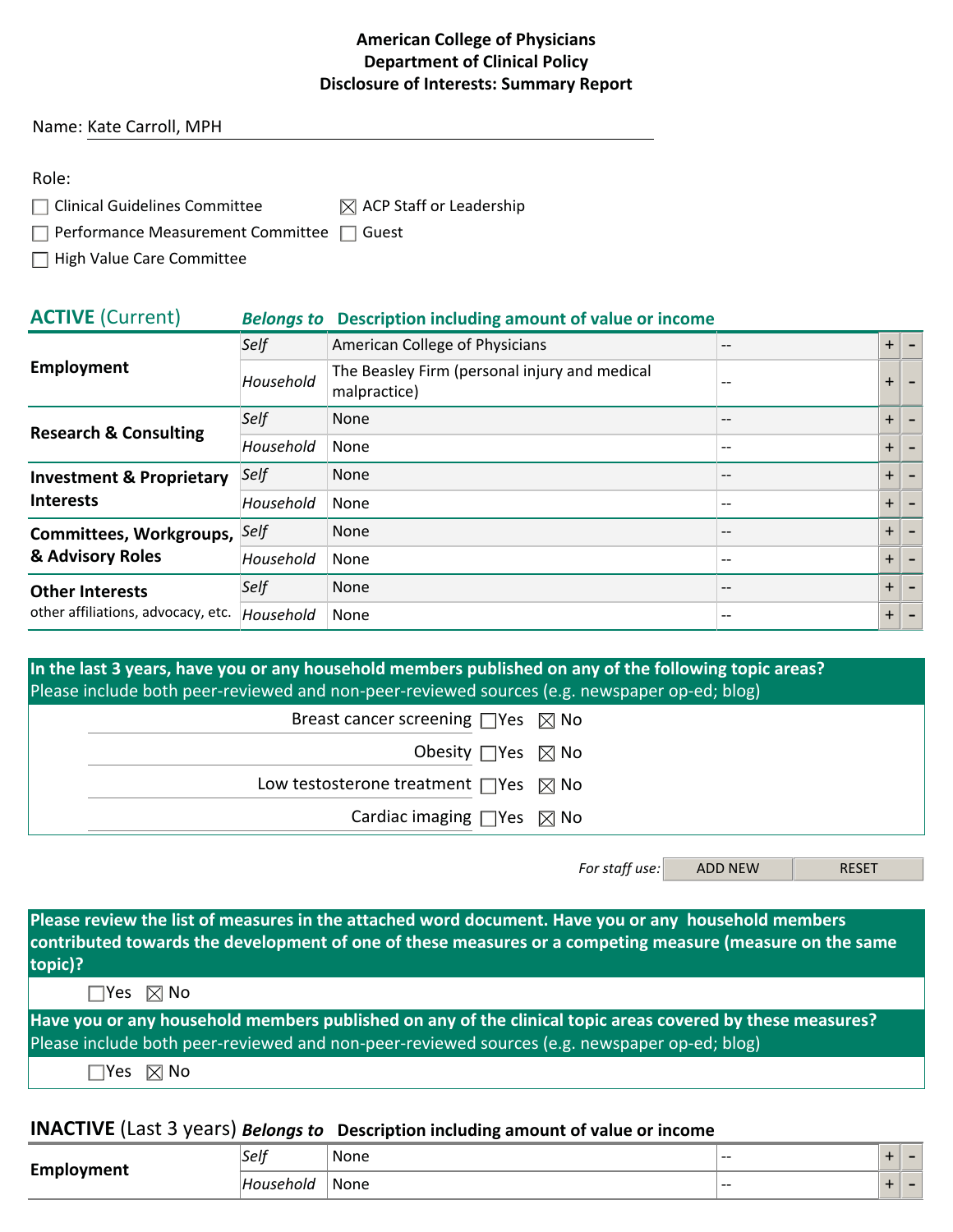**American College of Physicians**
**Department of Clinical Policy**
**Disclosure of Interests: Summary Report**

Name: Kate Carroll, MPH

Role:

- ☐ Clinical Guidelines Committee
- ☒ ACP Staff or Leadership
- ☐ Performance Measurement Committee
- ☐ Guest
- ☐ High Value Care Committee

| **ACTIVE** (Current) | ***Belongs to*** | **Description including amount of value or income** | | |
|---|---|---|---|---|
| **Employment** | *Self* | American College of Physicians | -- | + - |
| | *Household* | The Beasley Firm (personal injury and medical malpractice) | -- | + - |
| **Research & Consulting** | *Self* | None | -- | + - |
| | *Household* | None | -- | + - |
| **Investment & Proprietary Interests** | *Self* | None | -- | + - |
| | *Household* | None | -- | + - |
| **Committees, Workgroups, & Advisory Roles** | *Self* | None | -- | + - |
| | *Household* | None | -- | + - |
| **Other Interests** other affiliations, advocacy, etc. | *Self* | None | -- | + - |
| | *Household* | None | -- | + - |

**In the last 3 years, have you or any household members published on any of the following topic areas?**
Please include both peer-reviewed and non-peer-reviewed sources (e.g. newspaper op-ed; blog)

| Topic | Yes | No |
|---|---|---|
| Breast cancer screening | ☐ | ☒ |
| Obesity | ☐ | ☒ |
| Low testosterone treatment | ☐ | ☒ |
| Cardiac imaging | ☐ | ☒ |

*For staff use:* ADD NEW RESET

**Please review the list of measures in the attached word document. Have you or any household members contributed towards the development of one of these measures or a competing measure (measure on the same topic)?**

☐ Yes ☒ No

**Have you or any household members published on any of the clinical topic areas covered by these measures?**
Please include both peer-reviewed and non-peer-reviewed sources (e.g. newspaper op-ed; blog)

☐ Yes ☒ No

| **INACTIVE** (Last 3 years) | ***Belongs to*** | **Description including amount of value or income** | | |
|---|---|---|---|---|
| **Employment** | *Self* | None | -- | + - |
| | *Household* | None | -- | + - |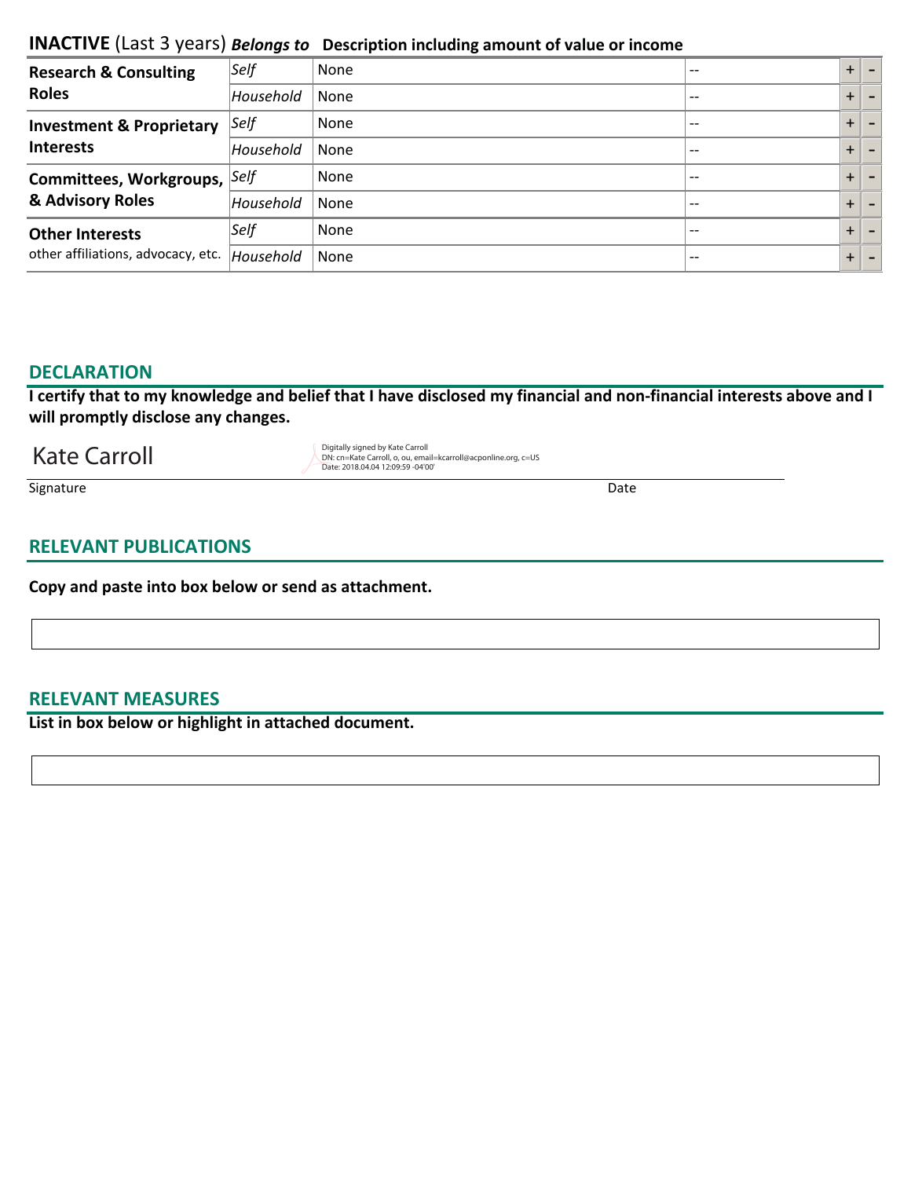| **INACTIVE** (Last 3 years) | ***Belongs to*** | **Description including amount of value or income** | | |
|---|---|---|---|---|
| **Research & Consulting Roles** | *Self* | None | -- | + - |
| | *Household* | None | -- | + - |
| **Investment & Proprietary Interests** | *Self* | None | -- | + - |
| | *Household* | None | -- | + - |
| **Committees, Workgroups, & Advisory Roles** | *Self* | None | -- | + - |
| | *Household* | None | -- | + - |
| **Other Interests** other affiliations, advocacy, etc. | *Self* | None | -- | + - |
| | *Household* | None | -- | + - |

## DECLARATION

**I certify that to my knowledge and belief that I have disclosed my financial and non-financial interests above and I will promptly disclose any changes.**

Kate Carroll

Digitally signed by Kate Carroll
DN: cn=Kate Carroll, o, ou, email=kcarroll@acponline.org, c=US
Date: 2018.04.04 12:09:59 -04'00'

Signature Date

## RELEVANT PUBLICATIONS

**Copy and paste into box below or send as attachment.**

## RELEVANT MEASURES

**List in box below or highlight in attached document.**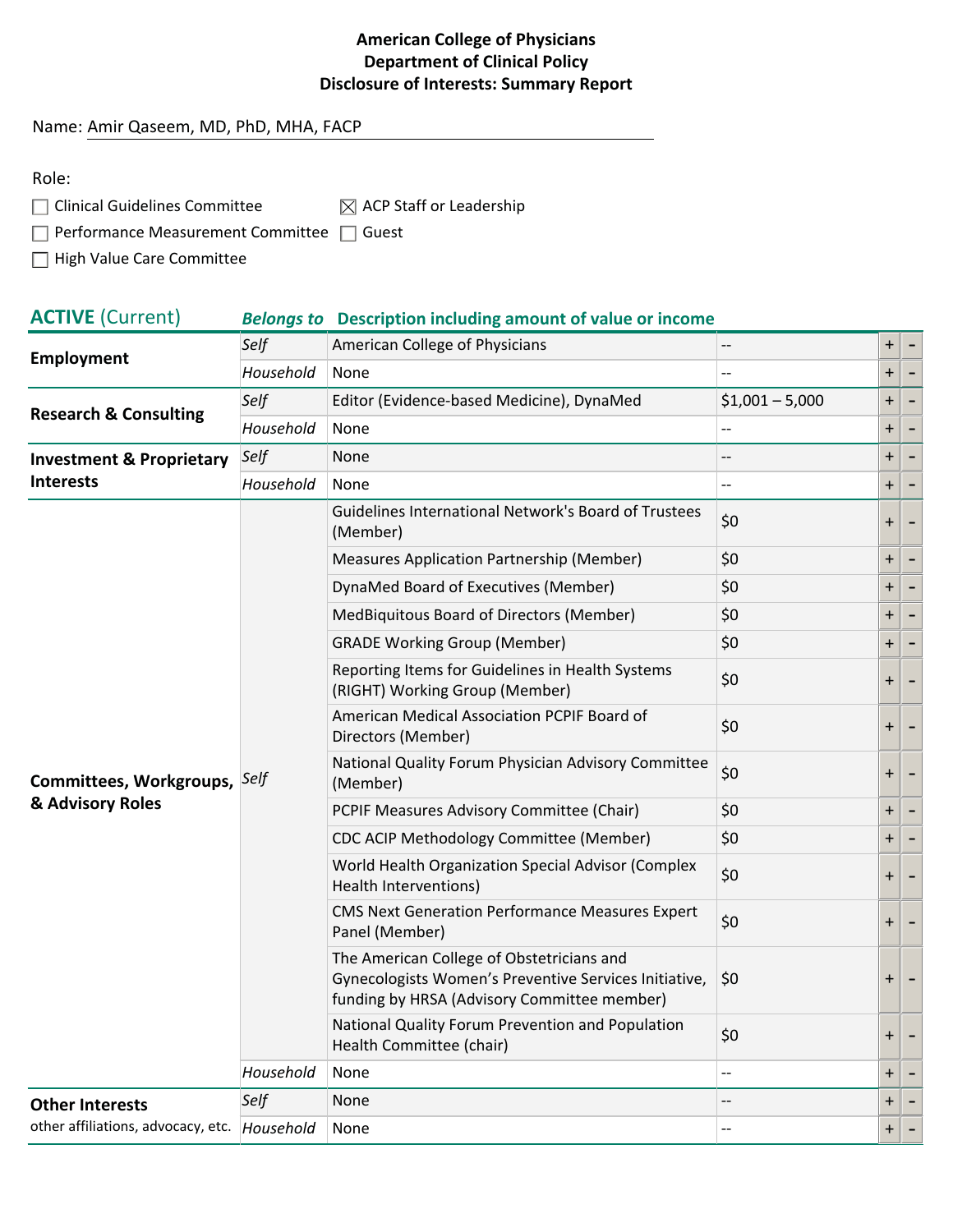**American College of Physicians**
**Department of Clinical Policy**
**Disclosure of Interests: Summary Report**

Name: Amir Qaseem, MD, PhD, MHA, FACP

Role:

- ☐ Clinical Guidelines Committee
- ☒ ACP Staff or Leadership
- ☐ Performance Measurement Committee
- ☐ Guest
- ☐ High Value Care Committee

| **ACTIVE** (Current) | ***Belongs to*** | **Description including amount of value or income** | |
|---|---|---|---|
| **Employment** | *Self* | American College of Physicians | -- |
| | *Household* | None | -- |
| **Research & Consulting** | *Self* | Editor (Evidence-based Medicine), DynaMed | $1,001 – 5,000 |
| | *Household* | None | -- |
| **Investment & Proprietary Interests** | *Self* | None | -- |
| | *Household* | None | -- |
| **Committees, Workgroups, & Advisory Roles** | *Self* | Guidelines International Network's Board of Trustees (Member) | $0 |
| | | Measures Application Partnership (Member) | $0 |
| | | DynaMed Board of Executives (Member) | $0 |
| | | MedBiquitous Board of Directors (Member) | $0 |
| | | GRADE Working Group (Member) | $0 |
| | | Reporting Items for Guidelines in Health Systems (RIGHT) Working Group (Member) | $0 |
| | | American Medical Association PCPIF Board of Directors (Member) | $0 |
| | | National Quality Forum Physician Advisory Committee (Member) | $0 |
| | | PCPIF Measures Advisory Committee (Chair) | $0 |
| | | CDC ACIP Methodology Committee (Member) | $0 |
| | | World Health Organization Special Advisor (Complex Health Interventions) | $0 |
| | | CMS Next Generation Performance Measures Expert Panel (Member) | $0 |
| | | The American College of Obstetricians and Gynecologists Women's Preventive Services Initiative, funding by HRSA (Advisory Committee member) | $0 |
| | | National Quality Forum Prevention and Population Health Committee (chair) | $0 |
| | *Household* | None | -- |
| **Other Interests** other affiliations, advocacy, etc. | *Self* | None | -- |
| | *Household* | None | -- |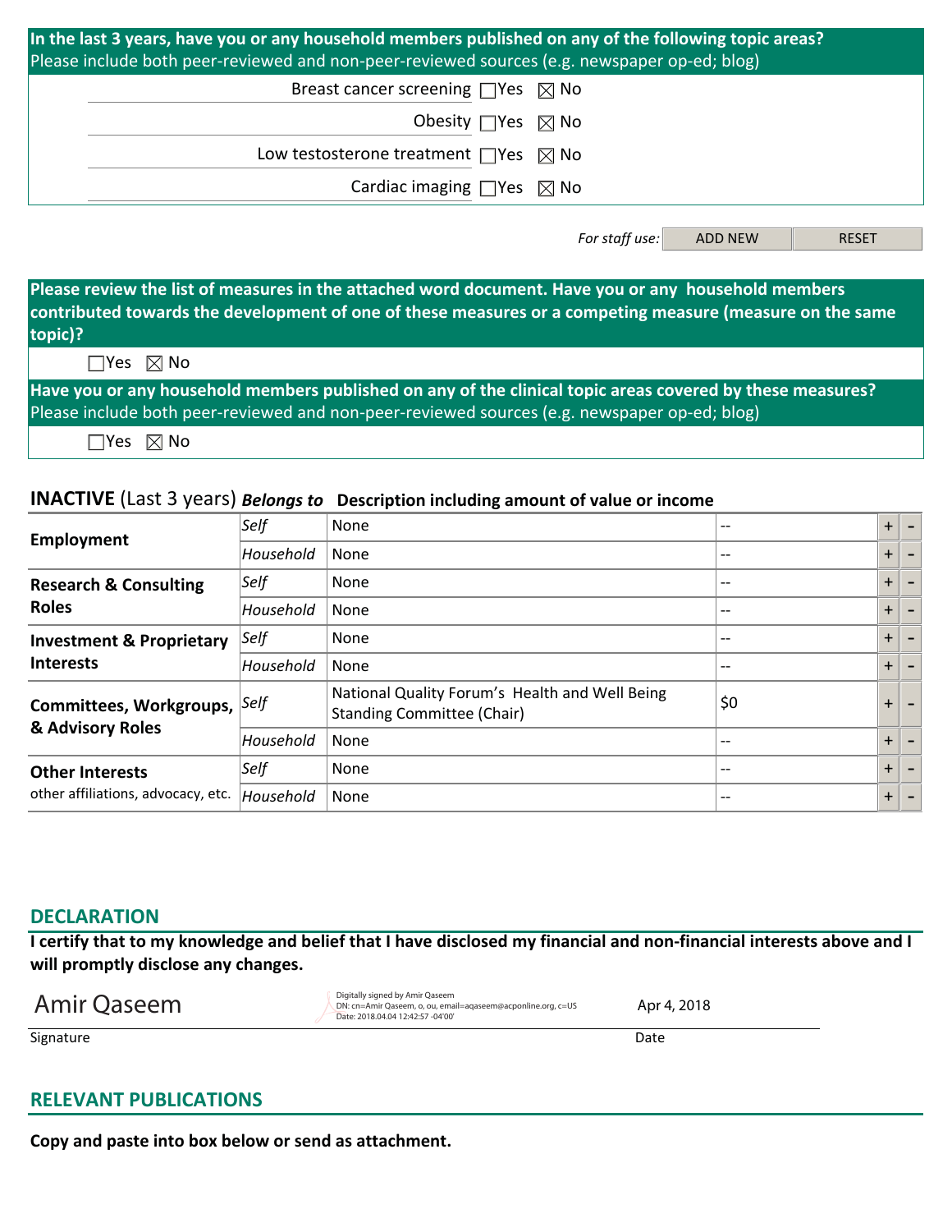**In the last 3 years, have you or any household members published on any of the following topic areas?**
Please include both peer-reviewed and non-peer-reviewed sources (e.g. newspaper op-ed; blog)

| | |
|---|---|
| Breast cancer screening | ☐Yes ☒ No |
| Obesity | ☐Yes ☒ No |
| Low testosterone treatment | ☐Yes ☒ No |
| Cardiac imaging | ☐Yes ☒ No |

*For staff use:* ADD NEW RESET

**Please review the list of measures in the attached word document. Have you or any household members contributed towards the development of one of these measures or a competing measure (measure on the same topic)?**

☐Yes ☒ No

**Have you or any household members published on any of the clinical topic areas covered by these measures?**
Please include both peer-reviewed and non-peer-reviewed sources (e.g. newspaper op-ed; blog)

☐Yes ☒ No

## INACTIVE (Last 3 years) ***Belongs to*** **Description including amount of value or income**

| | | | |
|---|---|---|---|
| **Employment** | *Self* | None | -- |
| | *Household* | None | -- |
| **Research & Consulting Roles** | *Self* | None | -- |
| | *Household* | None | -- |
| **Investment & Proprietary Interests** | *Self* | None | -- |
| | *Household* | None | -- |
| **Committees, Workgroups, & Advisory Roles** | *Self* | National Quality Forum's Health and Well Being Standing Committee (Chair) | $0 |
| | *Household* | None | -- |
| **Other Interests** other affiliations, advocacy, etc. | *Self* | None | -- |
| | *Household* | None | -- |

## DECLARATION

**I certify that to my knowledge and belief that I have disclosed my financial and non-financial interests above and I will promptly disclose any changes.**

Amir Qaseem — Digitally signed by Amir Qaseem DN: cn=Amir Qaseem, o, ou, email=aqaseem@acponline.org, c=US Date: 2018.04.04 12:42:57 -04'00'

Apr 4, 2018

Signature Date

## RELEVANT PUBLICATIONS

**Copy and paste into box below or send as attachment.**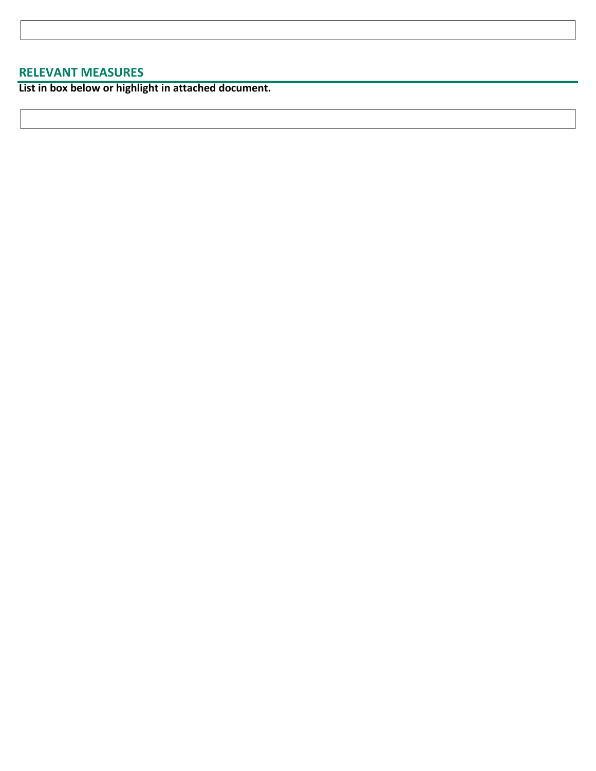## RELEVANT MEASURES

**List in box below or highlight in attached document.**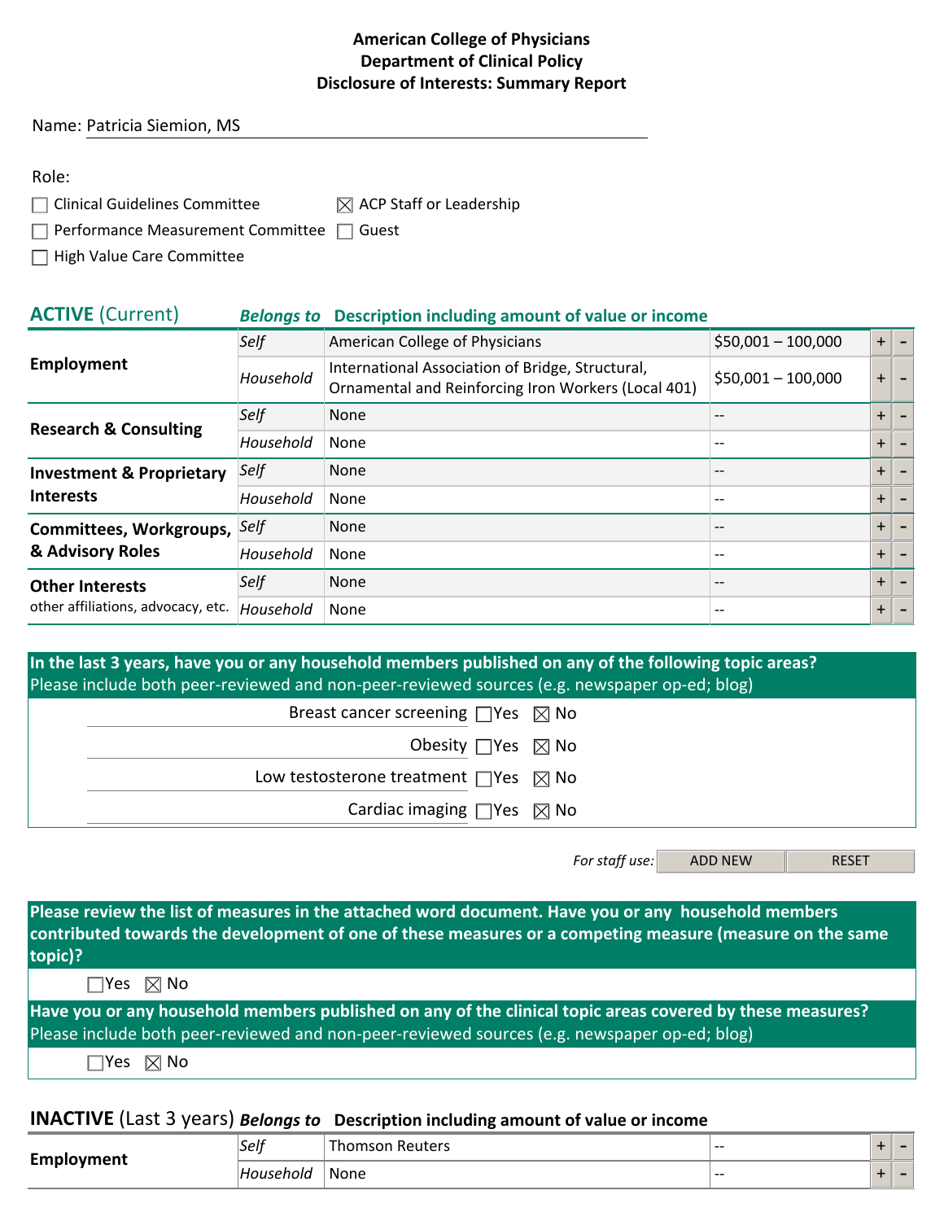**American College of Physicians**
**Department of Clinical Policy**
**Disclosure of Interests: Summary Report**

Name: Patricia Siemion, MS

Role:

- ☐ Clinical Guidelines Committee
- ☒ ACP Staff or Leadership
- ☐ Performance Measurement Committee
- ☐ Guest
- ☐ High Value Care Committee

| **ACTIVE** (Current) | *Belongs to* | Description including amount of value or income | |
|---|---|---|---|
| **Employment** | *Self* | American College of Physicians | $50,001 – 100,000 |
| | *Household* | International Association of Bridge, Structural, Ornamental and Reinforcing Iron Workers (Local 401) | $50,001 – 100,000 |
| **Research & Consulting** | *Self* | None | -- |
| | *Household* | None | -- |
| **Investment & Proprietary Interests** | *Self* | None | -- |
| | *Household* | None | -- |
| **Committees, Workgroups, & Advisory Roles** | *Self* | None | -- |
| | *Household* | None | -- |
| **Other Interests** other affiliations, advocacy, etc. | *Self* | None | -- |
| | *Household* | None | -- |

**In the last 3 years, have you or any household members published on any of the following topic areas?**
Please include both peer-reviewed and non-peer-reviewed sources (e.g. newspaper op-ed; blog)

- Breast cancer screening ☐ Yes ☒ No
- Obesity ☐ Yes ☒ No
- Low testosterone treatment ☐ Yes ☒ No
- Cardiac imaging ☐ Yes ☒ No

*For staff use:* ADD NEW RESET

**Please review the list of measures in the attached word document. Have you or any household members contributed towards the development of one of these measures or a competing measure (measure on the same topic)?**

☐ Yes ☒ No

**Have you or any household members published on any of the clinical topic areas covered by these measures?**
Please include both peer-reviewed and non-peer-reviewed sources (e.g. newspaper op-ed; blog)

☐ Yes ☒ No

| **INACTIVE** (Last 3 years) | *Belongs to* | Description including amount of value or income | |
|---|---|---|---|
| **Employment** | *Self* | Thomson Reuters | -- |
| | *Household* | None | -- |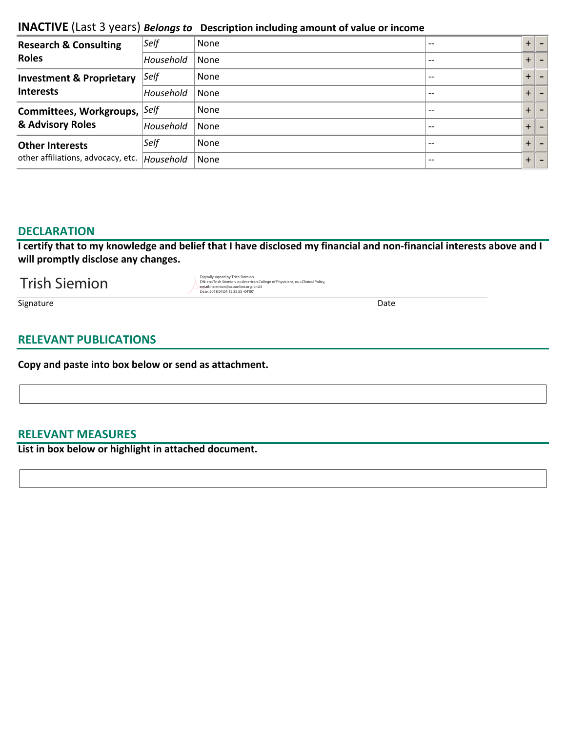| **INACTIVE** (Last 3 years) | ***Belongs to*** | **Description including amount of value or income** | | |
|---|---|---|---|---|
| **Research & Consulting Roles** | *Self* | None | -- | + - |
| | *Household* | None | -- | + - |
| **Investment & Proprietary Interests** | *Self* | None | -- | + - |
| | *Household* | None | -- | + - |
| **Committees, Workgroups, & Advisory Roles** | *Self* | None | -- | + - |
| | *Household* | None | -- | + - |
| **Other Interests** other affiliations, advocacy, etc. | *Self* | None | -- | + - |
| | *Household* | None | -- | + - |

## DECLARATION

**I certify that to my knowledge and belief that I have disclosed my financial and non-financial interests above and I will promptly disclose any changes.**

Trish Siemion

Digitally signed by Trish Siemion
DN: cn=Trish Siemion, o=American College of Physicians, ou=Clinical Policy, email=tsiemion@acponline.org, c=US
Date: 2018.04.04 12:32:55 -04'00'

Signature | Date

## RELEVANT PUBLICATIONS

**Copy and paste into box below or send as attachment.**

## RELEVANT MEASURES

**List in box below or highlight in attached document.**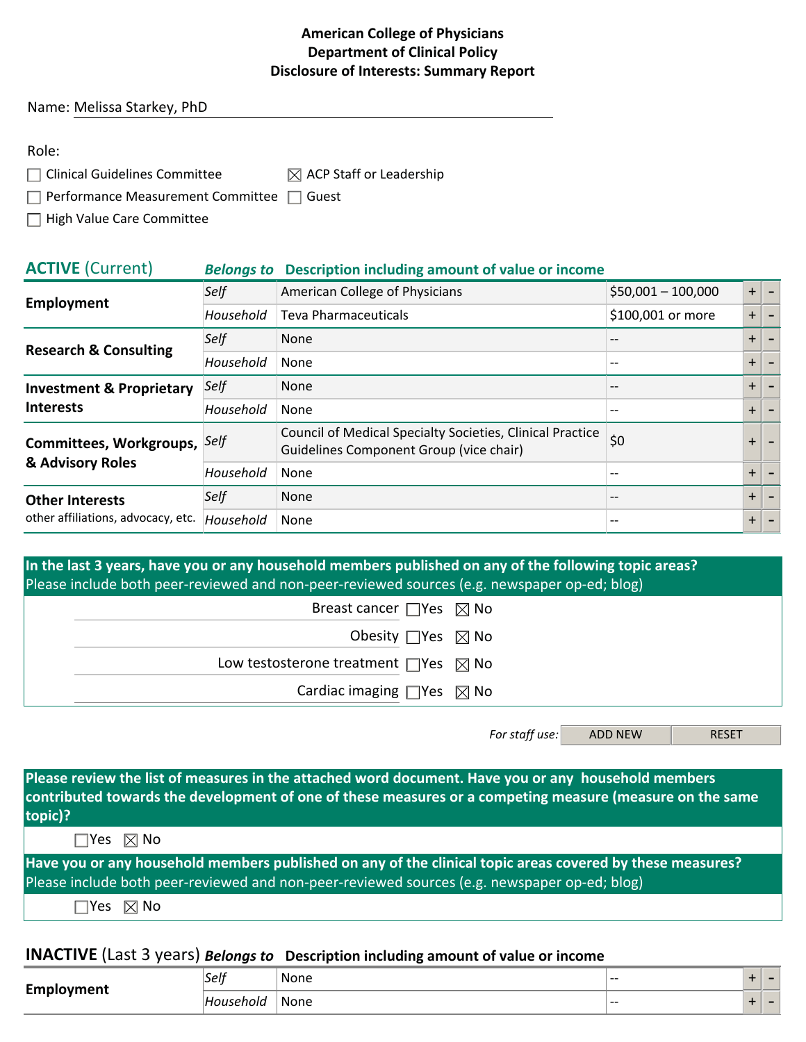**American College of Physicians**
**Department of Clinical Policy**
**Disclosure of Interests: Summary Report**

Name: Melissa Starkey, PhD

Role:

☐ Clinical Guidelines Committee ☒ ACP Staff or Leadership
☐ Performance Measurement Committee ☐ Guest
☐ High Value Care Committee

| **ACTIVE** (Current) | ***Belongs to*** | **Description including amount of value or income** | |
|---|---|---|---|
| **Employment** | *Self* | American College of Physicians | $50,001 – 100,000 |
| | *Household* | Teva Pharmaceuticals | $100,001 or more |
| **Research & Consulting** | *Self* | None | -- |
| | *Household* | None | -- |
| **Investment & Proprietary Interests** | *Self* | None | -- |
| | *Household* | None | -- |
| **Committees, Workgroups, & Advisory Roles** | *Self* | Council of Medical Specialty Societies, Clinical Practice Guidelines Component Group (vice chair) | $0 |
| | *Household* | None | -- |
| **Other Interests** other affiliations, advocacy, etc. | *Self* | None | -- |
| | *Household* | None | -- |

**In the last 3 years, have you or any household members published on any of the following topic areas?**
Please include both peer-reviewed and non-peer-reviewed sources (e.g. newspaper op-ed; blog)

Breast cancer ☐Yes ☒ No
Obesity ☐Yes ☒ No
Low testosterone treatment ☐Yes ☒ No
Cardiac imaging ☐Yes ☒ No

*For staff use:* ADD NEW RESET

**Please review the list of measures in the attached word document. Have you or any household members contributed towards the development of one of these measures or a competing measure (measure on the same topic)?**

☐Yes ☒ No

**Have you or any household members published on any of the clinical topic areas covered by these measures?**
Please include both peer-reviewed and non-peer-reviewed sources (e.g. newspaper op-ed; blog)

☐Yes ☒ No

| **INACTIVE** (Last 3 years) | ***Belongs to*** | **Description including amount of value or income** | |
|---|---|---|---|
| **Employment** | *Self* | None | -- |
| | *Household* | None | -- |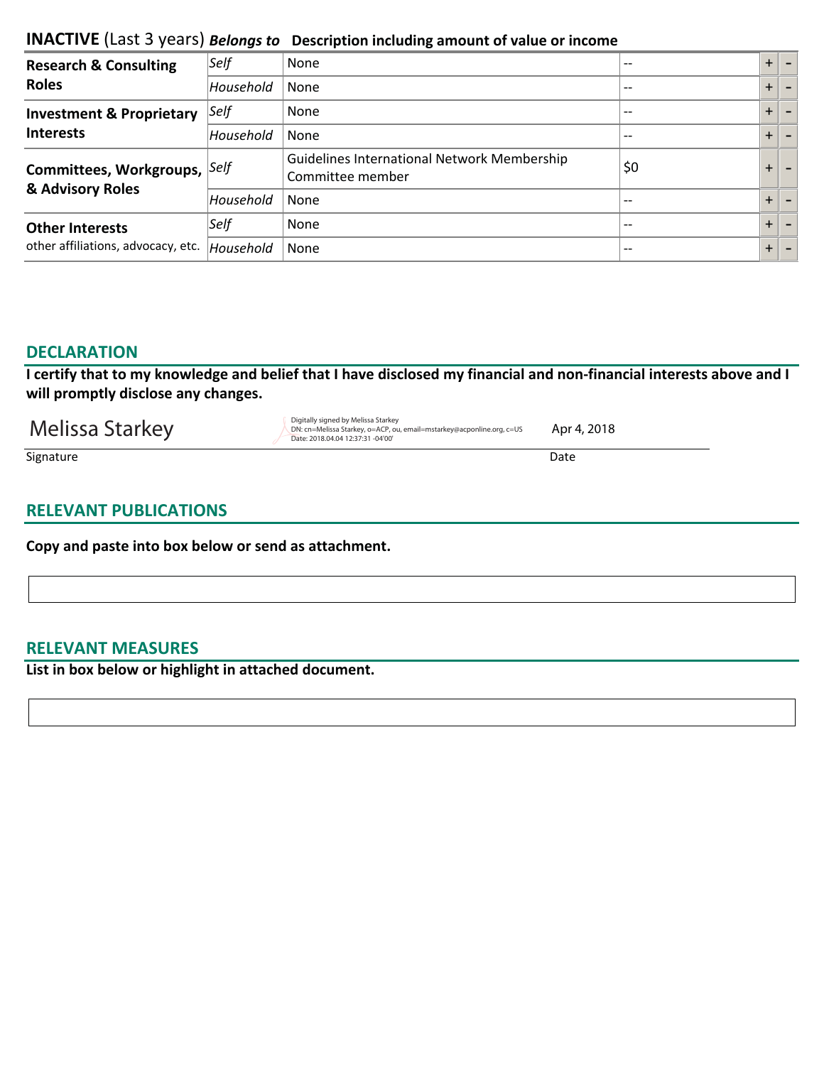| **INACTIVE** (Last 3 years) | ***Belongs to*** | **Description including amount of value or income** | | |
|---|---|---|---|---|
| **Research & Consulting Roles** | *Self* | None | -- | + - |
| | *Household* | None | -- | + - |
| **Investment & Proprietary Interests** | *Self* | None | -- | + - |
| | *Household* | None | -- | + - |
| **Committees, Workgroups, & Advisory Roles** | *Self* | Guidelines International Network Membership Committee member | $0 | + - |
| | *Household* | None | -- | + - |
| **Other Interests** other affiliations, advocacy, etc. | *Self* | None | -- | + - |
| | *Household* | None | -- | + - |

## DECLARATION

**I certify that to my knowledge and belief that I have disclosed my financial and non-financial interests above and I will promptly disclose any changes.**

Melissa Starkey — Digitally signed by Melissa Starkey DN: cn=Melissa Starkey, o=ACP, ou, email=mstarkey@acponline.org, c=US Date: 2018.04.04 12:37:31 -04'00' — Apr 4, 2018

Signature — Date

## RELEVANT PUBLICATIONS

**Copy and paste into box below or send as attachment.**

## RELEVANT MEASURES

**List in box below or highlight in attached document.**